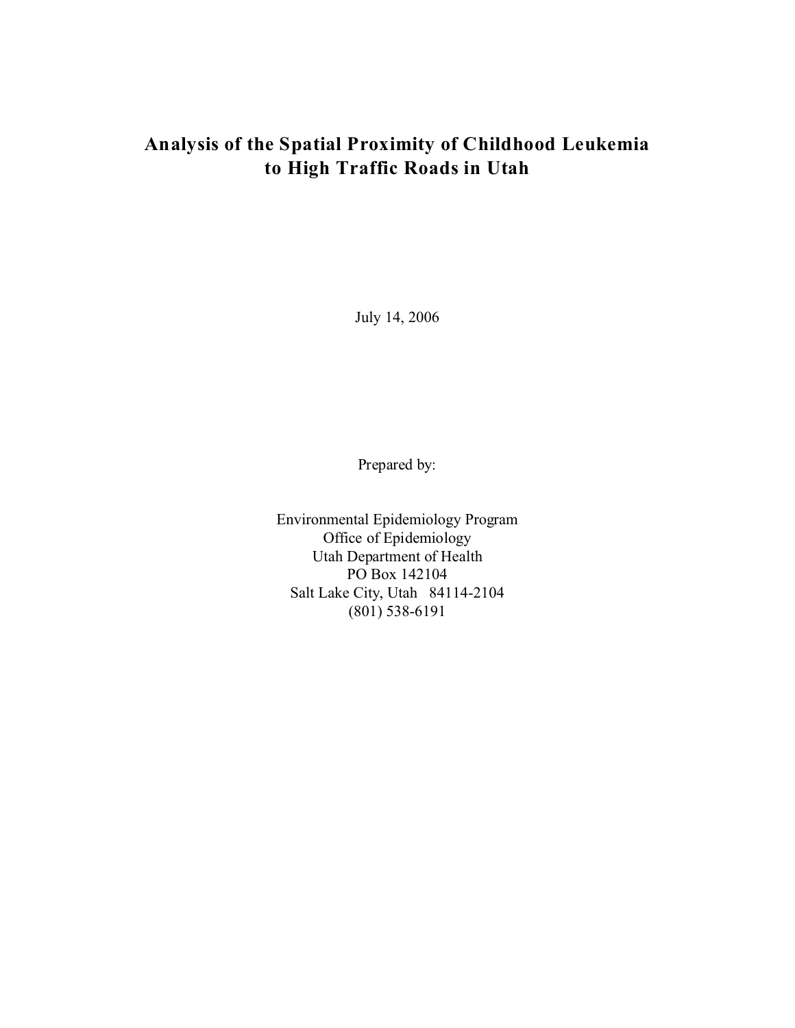# Analysis of the Spatial Proximity of Childhood Leukemia to High Traffic Roads in Utah

July 14, 2006

Prepared by:

Environmental Epidemiology Program
Office of Epidemiology
Utah Department of Health
PO Box 142104
Salt Lake City, Utah 84114-2104
(801) 538-6191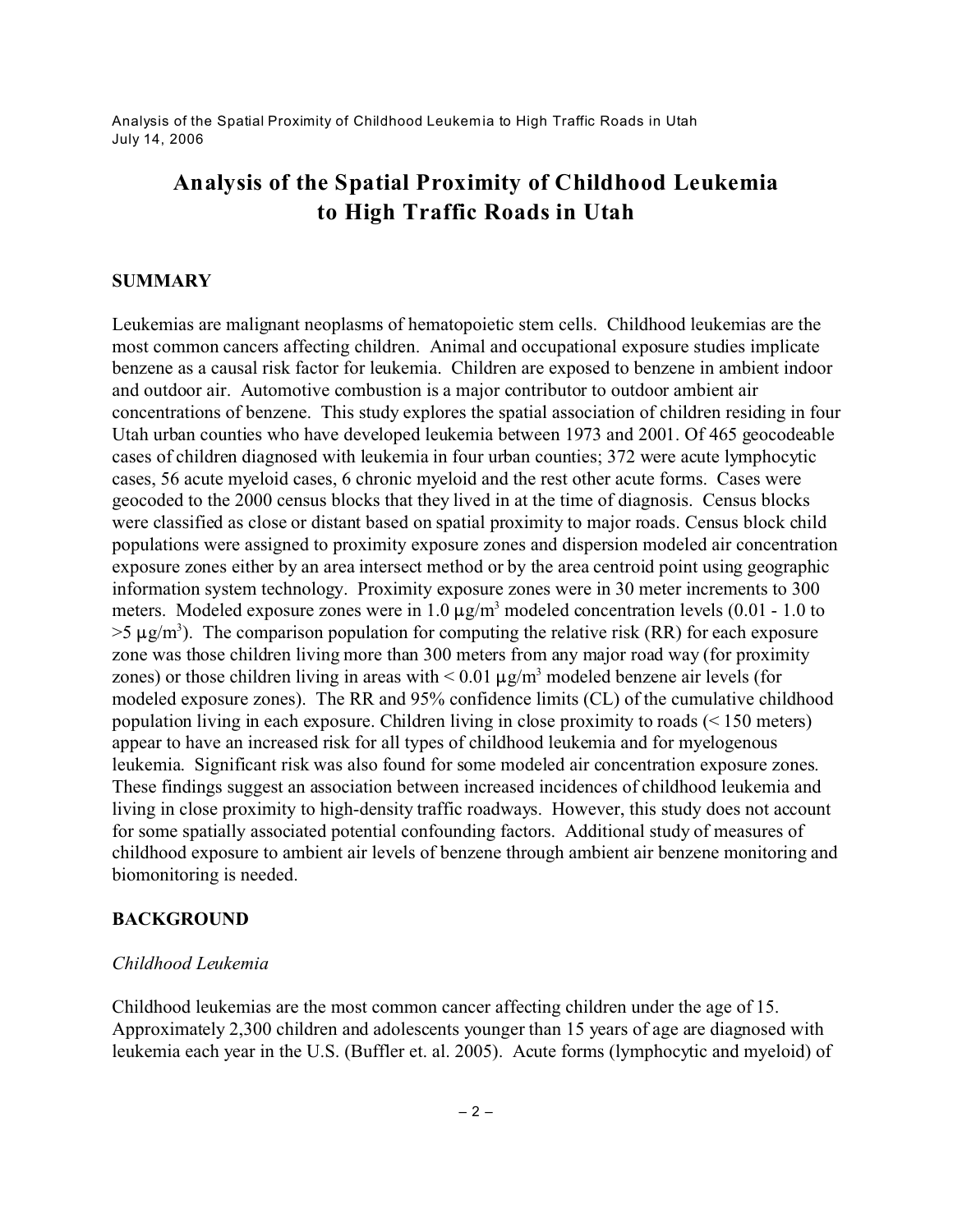# Analysis of the Spatial Proximity of Childhood Leukemia to High Traffic Roads in Utah

## SUMMARY

Leukemias are malignant neoplasms of hematopoietic stem cells. Childhood leukemias are the most common cancers affecting children. Animal and occupational exposure studies implicate benzene as a causal risk factor for leukemia. Children are exposed to benzene in ambient indoor and outdoor air. Automotive combustion is a major contributor to outdoor ambient air concentrations of benzene. This study explores the spatial association of children residing in four Utah urban counties who have developed leukemia between 1973 and 2001. Of 465 geocodeable cases of children diagnosed with leukemia in four urban counties; 372 were acute lymphocytic cases, 56 acute myeloid cases, 6 chronic myeloid and the rest other acute forms. Cases were geocoded to the 2000 census blocks that they lived in at the time of diagnosis. Census blocks were classified as close or distant based on spatial proximity to major roads. Census block child populations were assigned to proximity exposure zones and dispersion modeled air concentration exposure zones either by an area intersect method or by the area centroid point using geographic information system technology. Proximity exposure zones were in 30 meter increments to 300 meters. Modeled exposure zones were in 1.0 $\mu g/m^3$ modeled concentration levels (0.01 - 1.0 to >5 $\mu g/m^3$). The comparison population for computing the relative risk (RR) for each exposure zone was those children living more than 300 meters from any major road way (for proximity zones) or those children living in areas with < 0.01 $\mu g/m^3$ modeled benzene air levels (for modeled exposure zones). The RR and 95% confidence limits (CL) of the cumulative childhood population living in each exposure. Children living in close proximity to roads (< 150 meters) appear to have an increased risk for all types of childhood leukemia and for myelogenous leukemia. Significant risk was also found for some modeled air concentration exposure zones. These findings suggest an association between increased incidences of childhood leukemia and living in close proximity to high-density traffic roadways. However, this study does not account for some spatially associated potential confounding factors. Additional study of measures of childhood exposure to ambient air levels of benzene through ambient air benzene monitoring and biomonitoring is needed.

## BACKGROUND

### *Childhood Leukemia*

Childhood leukemias are the most common cancer affecting children under the age of 15. Approximately 2,300 children and adolescents younger than 15 years of age are diagnosed with leukemia each year in the U.S. (Buffler et. al. 2005). Acute forms (lymphocytic and myeloid) of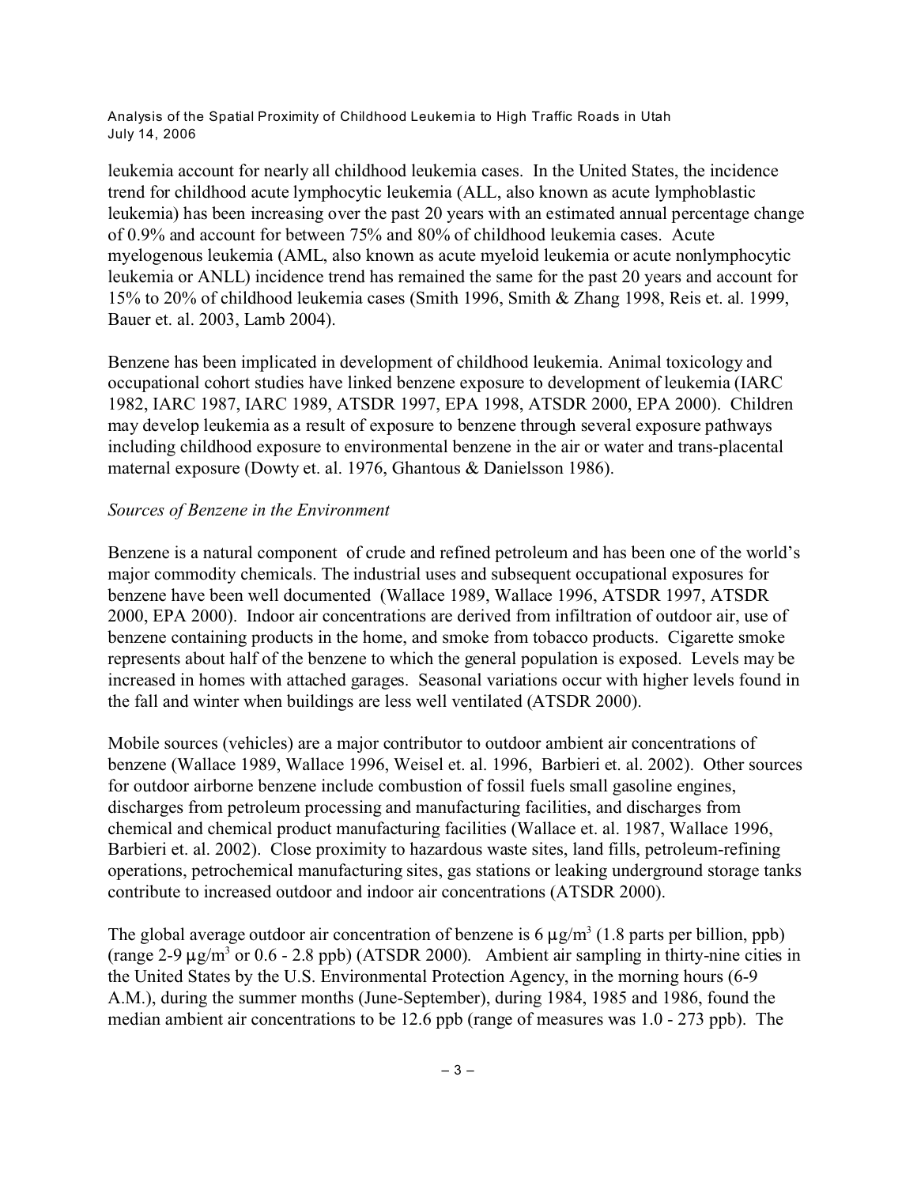leukemia account for nearly all childhood leukemia cases. In the United States, the incidence trend for childhood acute lymphocytic leukemia (ALL, also known as acute lymphoblastic leukemia) has been increasing over the past 20 years with an estimated annual percentage change of 0.9% and account for between 75% and 80% of childhood leukemia cases. Acute myelogenous leukemia (AML, also known as acute myeloid leukemia or acute nonlymphocytic leukemia or ANLL) incidence trend has remained the same for the past 20 years and account for 15% to 20% of childhood leukemia cases (Smith 1996, Smith & Zhang 1998, Reis et. al. 1999, Bauer et. al. 2003, Lamb 2004).

Benzene has been implicated in development of childhood leukemia. Animal toxicology and occupational cohort studies have linked benzene exposure to development of leukemia (IARC 1982, IARC 1987, IARC 1989, ATSDR 1997, EPA 1998, ATSDR 2000, EPA 2000). Children may develop leukemia as a result of exposure to benzene through several exposure pathways including childhood exposure to environmental benzene in the air or water and trans-placental maternal exposure (Dowty et. al. 1976, Ghantous & Danielsson 1986).

*Sources of Benzene in the Environment*

Benzene is a natural component of crude and refined petroleum and has been one of the world's major commodity chemicals. The industrial uses and subsequent occupational exposures for benzene have been well documented (Wallace 1989, Wallace 1996, ATSDR 1997, ATSDR 2000, EPA 2000). Indoor air concentrations are derived from infiltration of outdoor air, use of benzene containing products in the home, and smoke from tobacco products. Cigarette smoke represents about half of the benzene to which the general population is exposed. Levels may be increased in homes with attached garages. Seasonal variations occur with higher levels found in the fall and winter when buildings are less well ventilated (ATSDR 2000).

Mobile sources (vehicles) are a major contributor to outdoor ambient air concentrations of benzene (Wallace 1989, Wallace 1996, Weisel et. al. 1996, Barbieri et. al. 2002). Other sources for outdoor airborne benzene include combustion of fossil fuels small gasoline engines, discharges from petroleum processing and manufacturing facilities, and discharges from chemical and chemical product manufacturing facilities (Wallace et. al. 1987, Wallace 1996, Barbieri et. al. 2002). Close proximity to hazardous waste sites, land fills, petroleum-refining operations, petrochemical manufacturing sites, gas stations or leaking underground storage tanks contribute to increased outdoor and indoor air concentrations (ATSDR 2000).

The global average outdoor air concentration of benzene is 6 $\mu g/m^3$ (1.8 parts per billion, ppb) (range 2-9 $\mu g/m^3$ or 0.6 - 2.8 ppb) (ATSDR 2000). Ambient air sampling in thirty-nine cities in the United States by the U.S. Environmental Protection Agency, in the morning hours (6-9 A.M.), during the summer months (June-September), during 1984, 1985 and 1986, found the median ambient air concentrations to be 12.6 ppb (range of measures was 1.0 - 273 ppb). The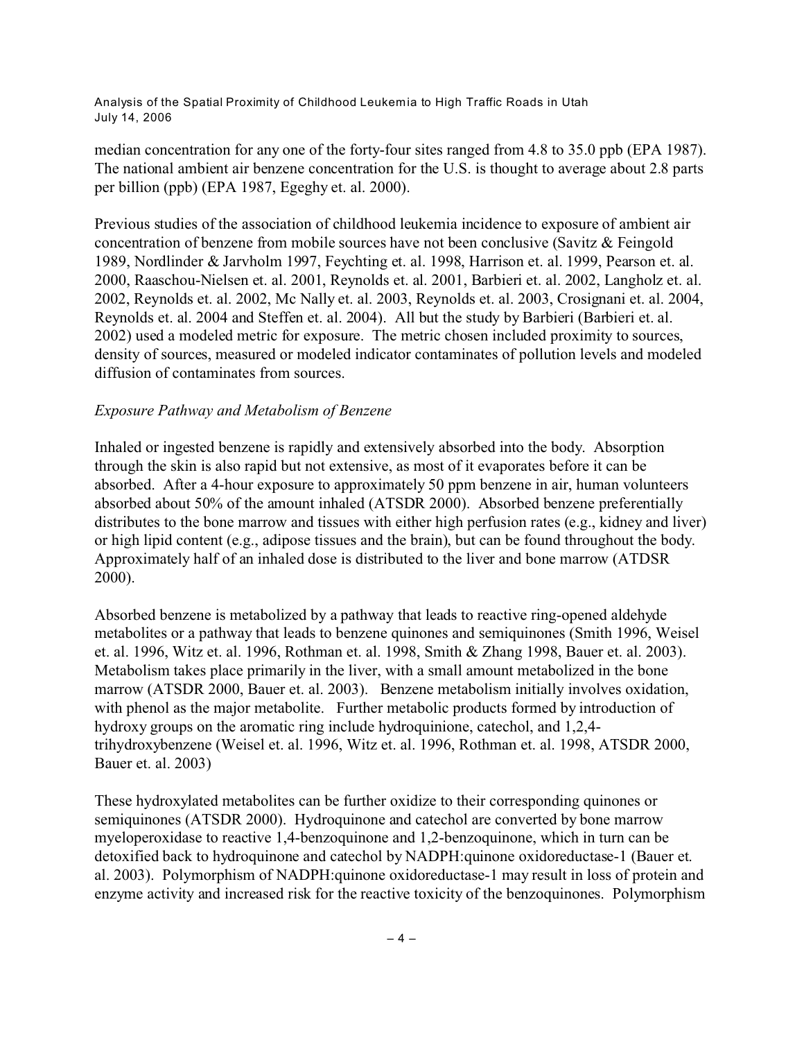median concentration for any one of the forty-four sites ranged from 4.8 to 35.0 ppb (EPA 1987). The national ambient air benzene concentration for the U.S. is thought to average about 2.8 parts per billion (ppb) (EPA 1987, Egeghy et. al. 2000).

Previous studies of the association of childhood leukemia incidence to exposure of ambient air concentration of benzene from mobile sources have not been conclusive (Savitz & Feingold 1989, Nordlinder & Jarvholm 1997, Feychting et. al. 1998, Harrison et. al. 1999, Pearson et. al. 2000, Raaschou-Nielsen et. al. 2001, Reynolds et. al. 2001, Barbieri et. al. 2002, Langholz et. al. 2002, Reynolds et. al. 2002, Mc Nally et. al. 2003, Reynolds et. al. 2003, Crosignani et. al. 2004, Reynolds et. al. 2004 and Steffen et. al. 2004). All but the study by Barbieri (Barbieri et. al. 2002) used a modeled metric for exposure. The metric chosen included proximity to sources, density of sources, measured or modeled indicator contaminates of pollution levels and modeled diffusion of contaminates from sources.

*Exposure Pathway and Metabolism of Benzene*

Inhaled or ingested benzene is rapidly and extensively absorbed into the body. Absorption through the skin is also rapid but not extensive, as most of it evaporates before it can be absorbed. After a 4-hour exposure to approximately 50 ppm benzene in air, human volunteers absorbed about 50% of the amount inhaled (ATSDR 2000). Absorbed benzene preferentially distributes to the bone marrow and tissues with either high perfusion rates (e.g., kidney and liver) or high lipid content (e.g., adipose tissues and the brain), but can be found throughout the body. Approximately half of an inhaled dose is distributed to the liver and bone marrow (ATDSR 2000).

Absorbed benzene is metabolized by a pathway that leads to reactive ring-opened aldehyde metabolites or a pathway that leads to benzene quinones and semiquinones (Smith 1996, Weisel et. al. 1996, Witz et. al. 1996, Rothman et. al. 1998, Smith & Zhang 1998, Bauer et. al. 2003). Metabolism takes place primarily in the liver, with a small amount metabolized in the bone marrow (ATSDR 2000, Bauer et. al. 2003). Benzene metabolism initially involves oxidation, with phenol as the major metabolite. Further metabolic products formed by introduction of hydroxy groups on the aromatic ring include hydroquinione, catechol, and 1,2,4-trihydroxybenzene (Weisel et. al. 1996, Witz et. al. 1996, Rothman et. al. 1998, ATSDR 2000, Bauer et. al. 2003)

These hydroxylated metabolites can be further oxidize to their corresponding quinones or semiquinones (ATSDR 2000). Hydroquinone and catechol are converted by bone marrow myeloperoxidase to reactive 1,4-benzoquinone and 1,2-benzoquinone, which in turn can be detoxified back to hydroquinone and catechol by NADPH:quinone oxidoreductase-1 (Bauer et. al. 2003). Polymorphism of NADPH:quinone oxidoreductase-1 may result in loss of protein and enzyme activity and increased risk for the reactive toxicity of the benzoquinones. Polymorphism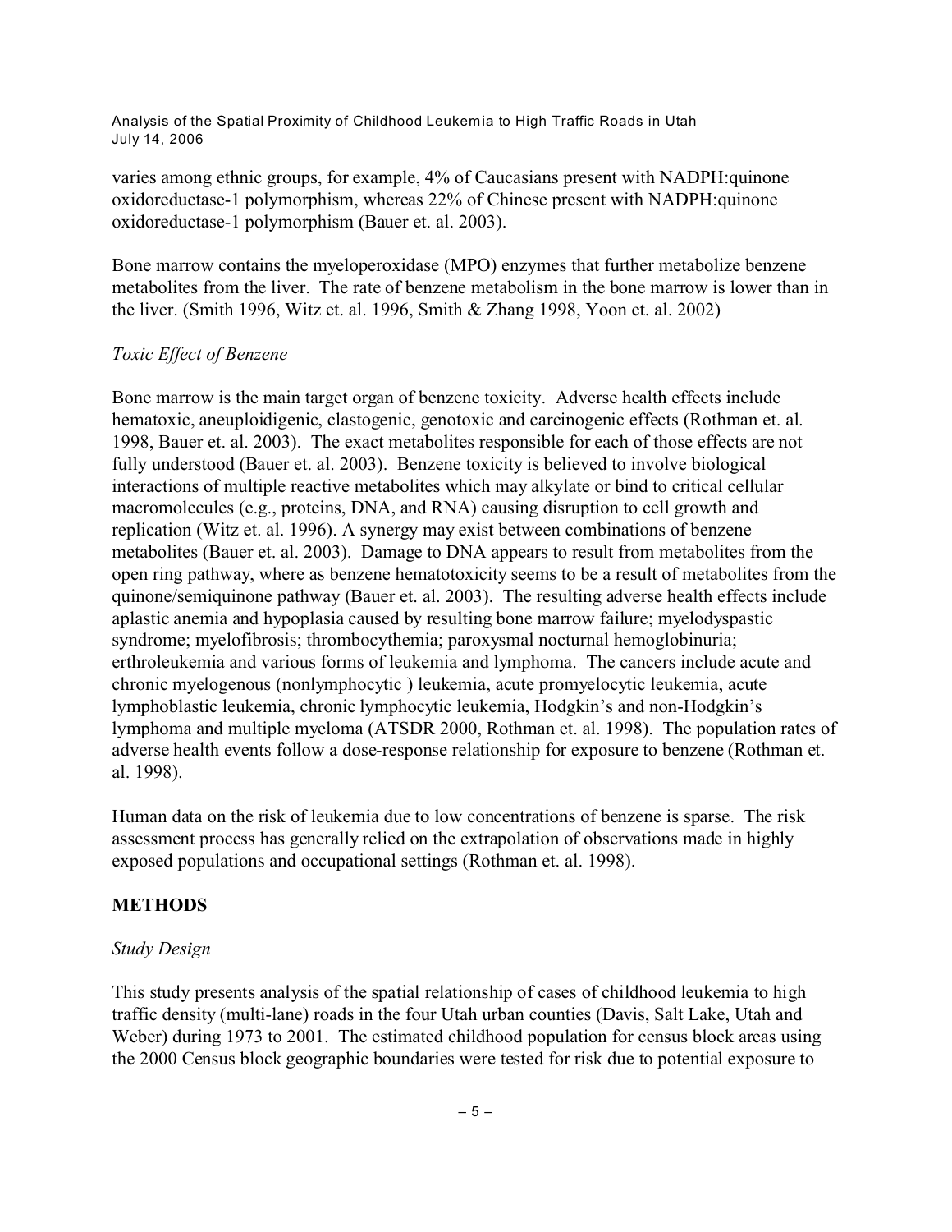varies among ethnic groups, for example, 4% of Caucasians present with NADPH:quinone oxidoreductase-1 polymorphism, whereas 22% of Chinese present with NADPH:quinone oxidoreductase-1 polymorphism (Bauer et. al. 2003).

Bone marrow contains the myeloperoxidase (MPO) enzymes that further metabolize benzene metabolites from the liver. The rate of benzene metabolism in the bone marrow is lower than in the liver. (Smith 1996, Witz et. al. 1996, Smith & Zhang 1998, Yoon et. al. 2002)

### *Toxic Effect of Benzene*

Bone marrow is the main target organ of benzene toxicity. Adverse health effects include hematoxic, aneuploidigenic, clastogenic, genotoxic and carcinogenic effects (Rothman et. al. 1998, Bauer et. al. 2003). The exact metabolites responsible for each of those effects are not fully understood (Bauer et. al. 2003). Benzene toxicity is believed to involve biological interactions of multiple reactive metabolites which may alkylate or bind to critical cellular macromolecules (e.g., proteins, DNA, and RNA) causing disruption to cell growth and replication (Witz et. al. 1996). A synergy may exist between combinations of benzene metabolites (Bauer et. al. 2003). Damage to DNA appears to result from metabolites from the open ring pathway, where as benzene hematotoxicity seems to be a result of metabolites from the quinone/semiquinone pathway (Bauer et. al. 2003). The resulting adverse health effects include aplastic anemia and hypoplasia caused by resulting bone marrow failure; myelodyspastic syndrome; myelofibrosis; thrombocythemia; paroxysmal nocturnal hemoglobinuria; erthroleukemia and various forms of leukemia and lymphoma. The cancers include acute and chronic myelogenous (nonlymphocytic ) leukemia, acute promyelocytic leukemia, acute lymphoblastic leukemia, chronic lymphocytic leukemia, Hodgkin's and non-Hodgkin's lymphoma and multiple myeloma (ATSDR 2000, Rothman et. al. 1998). The population rates of adverse health events follow a dose-response relationship for exposure to benzene (Rothman et. al. 1998).

Human data on the risk of leukemia due to low concentrations of benzene is sparse. The risk assessment process has generally relied on the extrapolation of observations made in highly exposed populations and occupational settings (Rothman et. al. 1998).

## METHODS

### *Study Design*

This study presents analysis of the spatial relationship of cases of childhood leukemia to high traffic density (multi-lane) roads in the four Utah urban counties (Davis, Salt Lake, Utah and Weber) during 1973 to 2001. The estimated childhood population for census block areas using the 2000 Census block geographic boundaries were tested for risk due to potential exposure to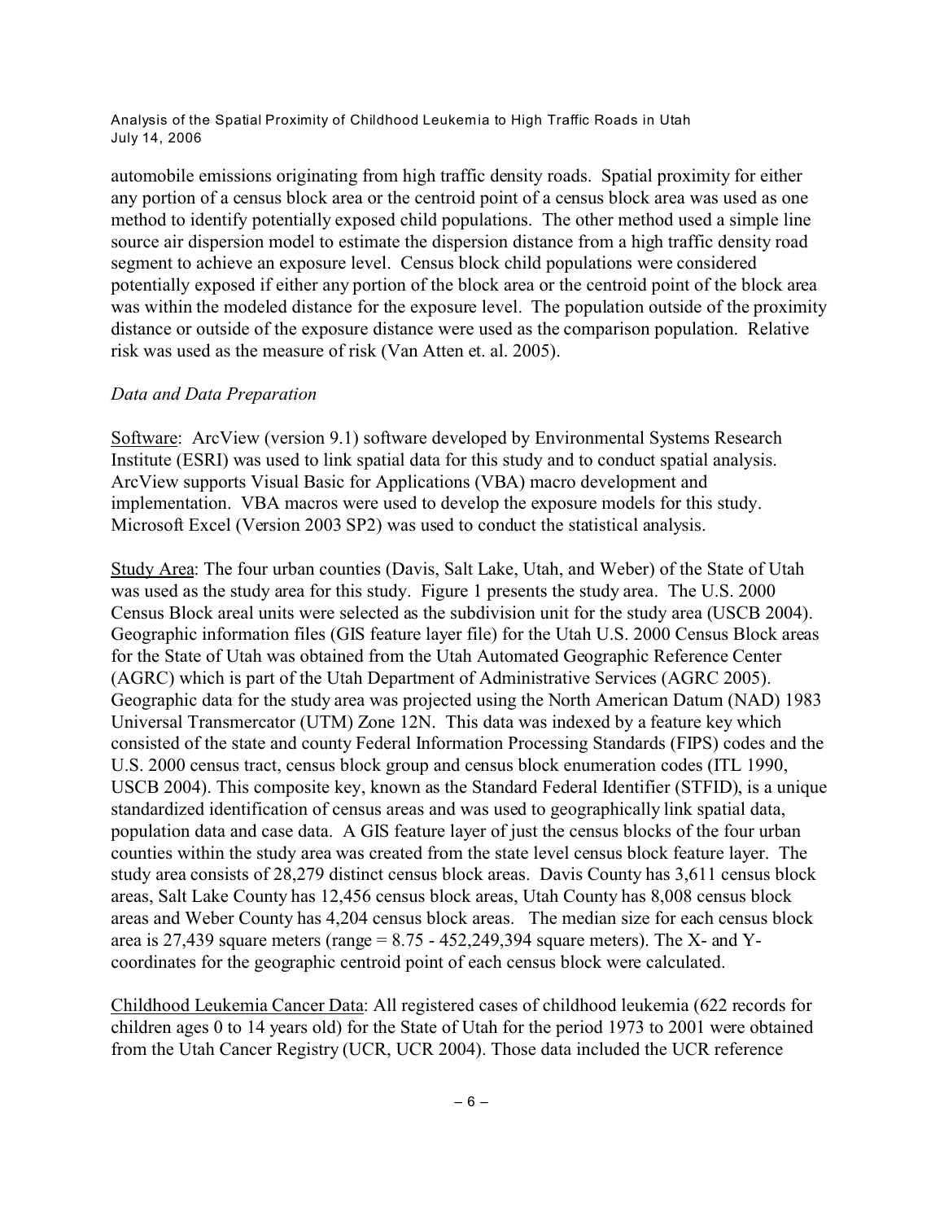automobile emissions originating from high traffic density roads. Spatial proximity for either any portion of a census block area or the centroid point of a census block area was used as one method to identify potentially exposed child populations. The other method used a simple line source air dispersion model to estimate the dispersion distance from a high traffic density road segment to achieve an exposure level. Census block child populations were considered potentially exposed if either any portion of the block area or the centroid point of the block area was within the modeled distance for the exposure level. The population outside of the proximity distance or outside of the exposure distance were used as the comparison population. Relative risk was used as the measure of risk (Van Atten et. al. 2005).

*Data and Data Preparation*

Software: ArcView (version 9.1) software developed by Environmental Systems Research Institute (ESRI) was used to link spatial data for this study and to conduct spatial analysis. ArcView supports Visual Basic for Applications (VBA) macro development and implementation. VBA macros were used to develop the exposure models for this study. Microsoft Excel (Version 2003 SP2) was used to conduct the statistical analysis.

Study Area: The four urban counties (Davis, Salt Lake, Utah, and Weber) of the State of Utah was used as the study area for this study. Figure 1 presents the study area. The U.S. 2000 Census Block areal units were selected as the subdivision unit for the study area (USCB 2004). Geographic information files (GIS feature layer file) for the Utah U.S. 2000 Census Block areas for the State of Utah was obtained from the Utah Automated Geographic Reference Center (AGRC) which is part of the Utah Department of Administrative Services (AGRC 2005). Geographic data for the study area was projected using the North American Datum (NAD) 1983 Universal Transmercator (UTM) Zone 12N. This data was indexed by a feature key which consisted of the state and county Federal Information Processing Standards (FIPS) codes and the U.S. 2000 census tract, census block group and census block enumeration codes (ITL 1990, USCB 2004). This composite key, known as the Standard Federal Identifier (STFID), is a unique standardized identification of census areas and was used to geographically link spatial data, population data and case data. A GIS feature layer of just the census blocks of the four urban counties within the study area was created from the state level census block feature layer. The study area consists of 28,279 distinct census block areas. Davis County has 3,611 census block areas, Salt Lake County has 12,456 census block areas, Utah County has 8,008 census block areas and Weber County has 4,204 census block areas. The median size for each census block area is 27,439 square meters (range = 8.75 - 452,249,394 square meters). The X- and Y-coordinates for the geographic centroid point of each census block were calculated.

Childhood Leukemia Cancer Data: All registered cases of childhood leukemia (622 records for children ages 0 to 14 years old) for the State of Utah for the period 1973 to 2001 were obtained from the Utah Cancer Registry (UCR, UCR 2004). Those data included the UCR reference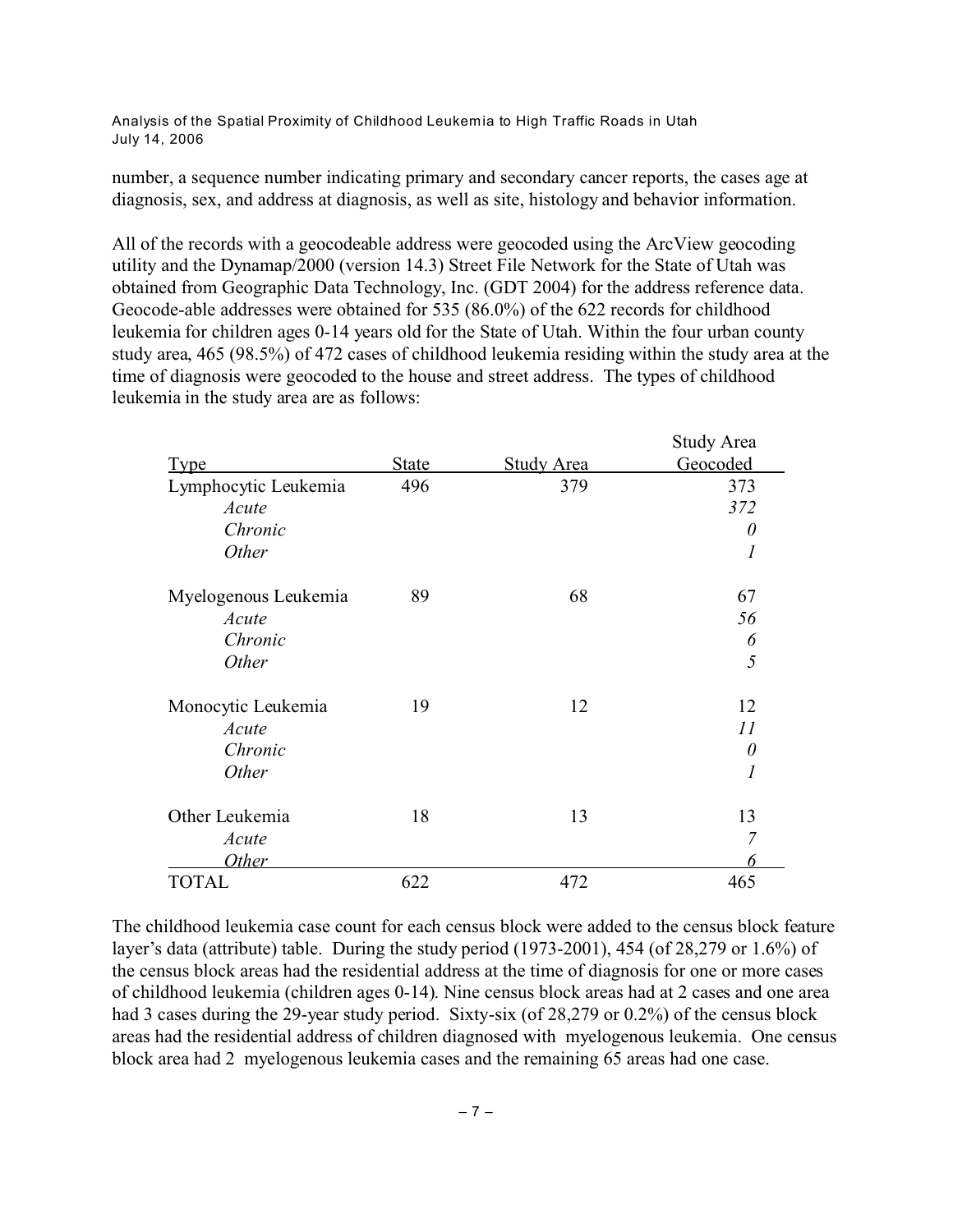number, a sequence number indicating primary and secondary cancer reports, the cases age at diagnosis, sex, and address at diagnosis, as well as site, histology and behavior information.

All of the records with a geocodeable address were geocoded using the ArcView geocoding utility and the Dynamap/2000 (version 14.3) Street File Network for the State of Utah was obtained from Geographic Data Technology, Inc. (GDT 2004) for the address reference data. Geocode-able addresses were obtained for 535 (86.0%) of the 622 records for childhood leukemia for children ages 0-14 years old for the State of Utah. Within the four urban county study area, 465 (98.5%) of 472 cases of childhood leukemia residing within the study area at the time of diagnosis were geocoded to the house and street address. The types of childhood leukemia in the study area are as follows:

| Type | State | Study Area | Study Area Geocoded |
|---|---|---|---|
| Lymphocytic Leukemia | 496 | 379 | 373 |
| *Acute* | | | *372* |
| *Chronic* | | | *0* |
| *Other* | | | *1* |
| Myelogenous Leukemia | 89 | 68 | 67 |
| *Acute* | | | *56* |
| *Chronic* | | | *6* |
| *Other* | | | *5* |
| Monocytic Leukemia | 19 | 12 | 12 |
| *Acute* | | | *11* |
| *Chronic* | | | *0* |
| *Other* | | | *1* |
| Other Leukemia | 18 | 13 | 13 |
| *Acute* | | | *7* |
| *Other* | | | *6* |
| TOTAL | 622 | 472 | 465 |

The childhood leukemia case count for each census block were added to the census block feature layer's data (attribute) table. During the study period (1973-2001), 454 (of 28,279 or 1.6%) of the census block areas had the residential address at the time of diagnosis for one or more cases of childhood leukemia (children ages 0-14). Nine census block areas had at 2 cases and one area had 3 cases during the 29-year study period. Sixty-six (of 28,279 or 0.2%) of the census block areas had the residential address of children diagnosed with myelogenous leukemia. One census block area had 2 myelogenous leukemia cases and the remaining 65 areas had one case.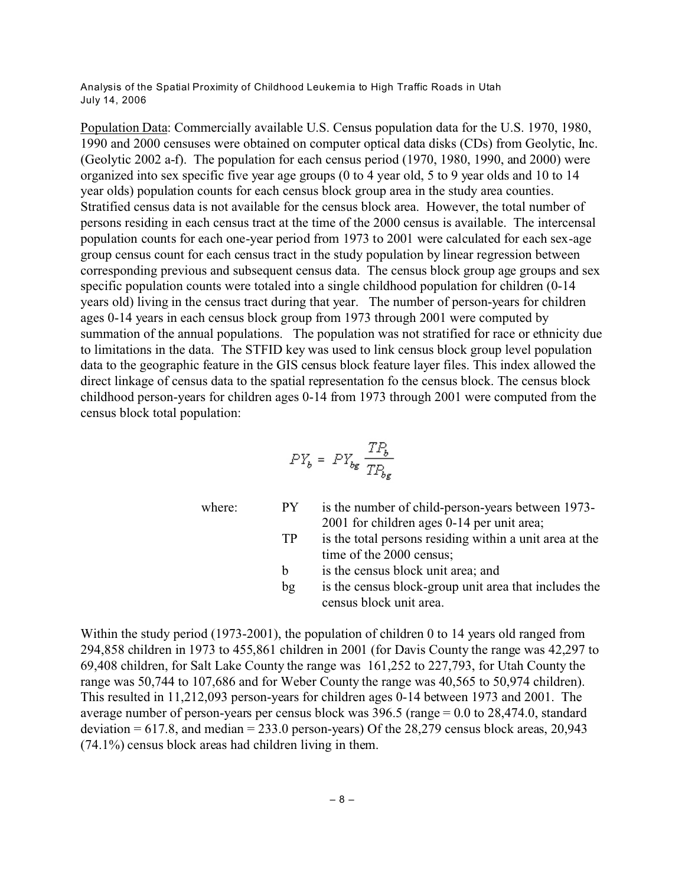<u>Population Data</u>: Commercially available U.S. Census population data for the U.S. 1970, 1980, 1990 and 2000 censuses were obtained on computer optical data disks (CDs) from Geolytic, Inc. (Geolytic 2002 a-f). The population for each census period (1970, 1980, 1990, and 2000) were organized into sex specific five year age groups (0 to 4 year old, 5 to 9 year olds and 10 to 14 year olds) population counts for each census block group area in the study area counties. Stratified census data is not available for the census block area. However, the total number of persons residing in each census tract at the time of the 2000 census is available. The intercensal population counts for each one-year period from 1973 to 2001 were calculated for each sex-age group census count for each census tract in the study population by linear regression between corresponding previous and subsequent census data. The census block group age groups and sex specific population counts were totaled into a single childhood population for children (0-14 years old) living in the census tract during that year. The number of person-years for children ages 0-14 years in each census block group from 1973 through 2001 were computed by summation of the annual populations. The population was not stratified for race or ethnicity due to limitations in the data. The STFID key was used to link census block group level population data to the geographic feature in the GIS census block feature layer files. This index allowed the direct linkage of census data to the spatial representation fo the census block. The census block childhood person-years for children ages 0-14 from 1973 through 2001 were computed from the census block total population:

$$PY_b = PY_{bg} \frac{TP_b}{TP_{bg}}$$

where:

- PY is the number of child-person-years between 1973-2001 for children ages 0-14 per unit area;
- TP is the total persons residing within a unit area at the time of the 2000 census;
- b is the census block unit area; and
- bg is the census block-group unit area that includes the census block unit area.

Within the study period (1973-2001), the population of children 0 to 14 years old ranged from 294,858 children in 1973 to 455,861 children in 2001 (for Davis County the range was 42,297 to 69,408 children, for Salt Lake County the range was 161,252 to 227,793, for Utah County the range was 50,744 to 107,686 and for Weber County the range was 40,565 to 50,974 children). This resulted in 11,212,093 person-years for children ages 0-14 between 1973 and 2001. The average number of person-years per census block was 396.5 (range = 0.0 to 28,474.0, standard deviation = 617.8, and median = 233.0 person-years) Of the 28,279 census block areas, 20,943 (74.1%) census block areas had children living in them.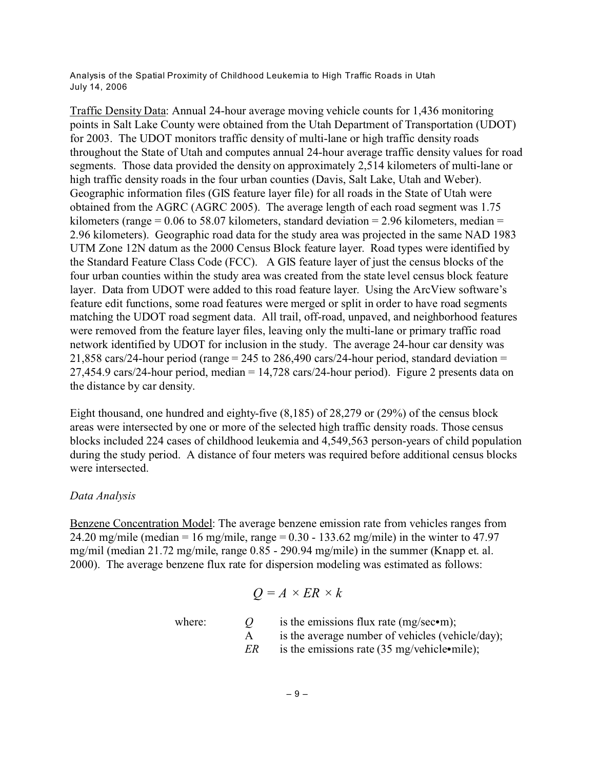<u>Traffic Density Data</u>: Annual 24-hour average moving vehicle counts for 1,436 monitoring points in Salt Lake County were obtained from the Utah Department of Transportation (UDOT) for 2003. The UDOT monitors traffic density of multi-lane or high traffic density roads throughout the State of Utah and computes annual 24-hour average traffic density values for road segments. Those data provided the density on approximately 2,514 kilometers of multi-lane or high traffic density roads in the four urban counties (Davis, Salt Lake, Utah and Weber). Geographic information files (GIS feature layer file) for all roads in the State of Utah were obtained from the AGRC (AGRC 2005). The average length of each road segment was 1.75 kilometers (range = 0.06 to 58.07 kilometers, standard deviation = 2.96 kilometers, median = 2.96 kilometers). Geographic road data for the study area was projected in the same NAD 1983 UTM Zone 12N datum as the 2000 Census Block feature layer. Road types were identified by the Standard Feature Class Code (FCC). A GIS feature layer of just the census blocks of the four urban counties within the study area was created from the state level census block feature layer. Data from UDOT were added to this road feature layer. Using the ArcView software's feature edit functions, some road features were merged or split in order to have road segments matching the UDOT road segment data. All trail, off-road, unpaved, and neighborhood features were removed from the feature layer files, leaving only the multi-lane or primary traffic road network identified by UDOT for inclusion in the study. The average 24-hour car density was 21,858 cars/24-hour period (range = 245 to 286,490 cars/24-hour period, standard deviation = 27,454.9 cars/24-hour period, median = 14,728 cars/24-hour period). Figure 2 presents data on the distance by car density.

Eight thousand, one hundred and eighty-five (8,185) of 28,279 or (29%) of the census block areas were intersected by one or more of the selected high traffic density roads. Those census blocks included 224 cases of childhood leukemia and 4,549,563 person-years of child population during the study period. A distance of four meters was required before additional census blocks were intersected.

*Data Analysis*

<u>Benzene Concentration Model</u>: The average benzene emission rate from vehicles ranges from 24.20 mg/mile (median = 16 mg/mile, range = 0.30 - 133.62 mg/mile) in the winter to 47.97 mg/mil (median 21.72 mg/mile, range 0.85 - 290.94 mg/mile) in the summer (Knapp et. al. 2000). The average benzene flux rate for dispersion modeling was estimated as follows:

$$Q = A \times ER \times k$$

where:
- $Q$ is the emissions flux rate (mg/sec•m);
- A is the average number of vehicles (vehicle/day);
- $ER$ is the emissions rate (35 mg/vehicle•mile);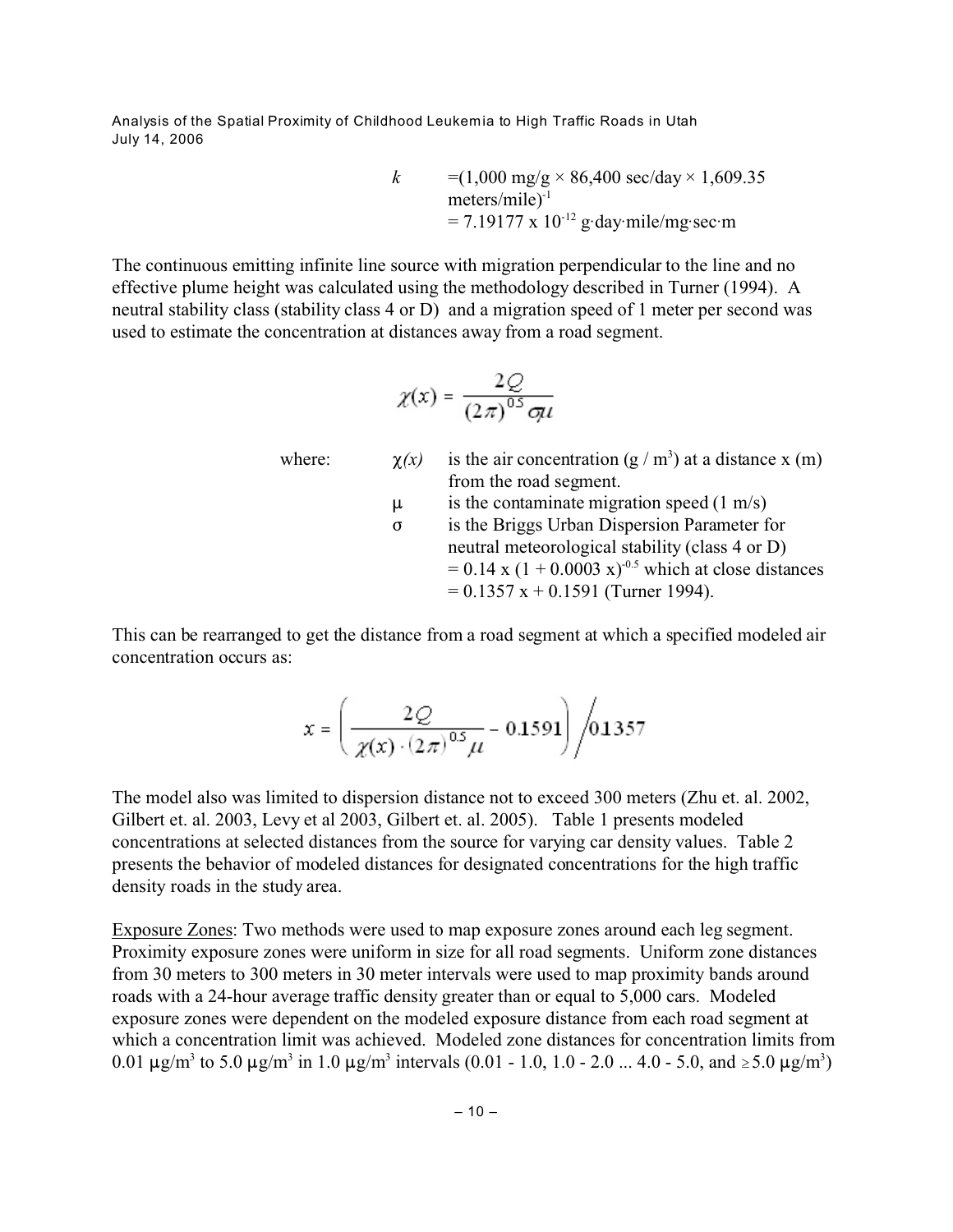$k$ $=(1{,}000 \text{ mg/g} \times 86{,}400 \text{ sec/day} \times 1{,}609.35 \text{ meters/mile})^{-1}$
$= 7.19177 \times 10^{-12}$ g·day·mile/mg·sec·m

The continuous emitting infinite line source with migration perpendicular to the line and no effective plume height was calculated using the methodology described in Turner (1994). A neutral stability class (stability class 4 or D) and a migration speed of 1 meter per second was used to estimate the concentration at distances away from a road segment.

$$\chi(x) = \frac{2Q}{(2\pi)^{0.5} \sigma \mu}$$

where:

- $\chi(x)$ is the air concentration (g / m$^3$) at a distance x (m) from the road segment.
- $\mu$ is the contaminate migration speed (1 m/s)
- $\sigma$ is the Briggs Urban Dispersion Parameter for neutral meteorological stability (class 4 or D) $= 0.14 \, x \, (1 + 0.0003 \, x)^{-0.5}$ which at close distances $= 0.1357 \, x + 0.1591$ (Turner 1994).

This can be rearranged to get the distance from a road segment at which a specified modeled air concentration occurs as:

$$x = \left( \frac{2Q}{\chi(x) \cdot (2\pi)^{0.5} \mu} - 0.1591 \right) \Big/ 0.1357$$

The model also was limited to dispersion distance not to exceed 300 meters (Zhu et. al. 2002, Gilbert et. al. 2003, Levy et al 2003, Gilbert et. al. 2005). Table 1 presents modeled concentrations at selected distances from the source for varying car density values. Table 2 presents the behavior of modeled distances for designated concentrations for the high traffic density roads in the study area.

Exposure Zones: Two methods were used to map exposure zones around each leg segment. Proximity exposure zones were uniform in size for all road segments. Uniform zone distances from 30 meters to 300 meters in 30 meter intervals were used to map proximity bands around roads with a 24-hour average traffic density greater than or equal to 5,000 cars. Modeled exposure zones were dependent on the modeled exposure distance from each road segment at which a concentration limit was achieved. Modeled zone distances for concentration limits from 0.01 μg/m$^3$ to 5.0 μg/m$^3$ in 1.0 μg/m$^3$ intervals (0.01 - 1.0, 1.0 - 2.0 ... 4.0 - 5.0, and ≥ 5.0 μg/m$^3$)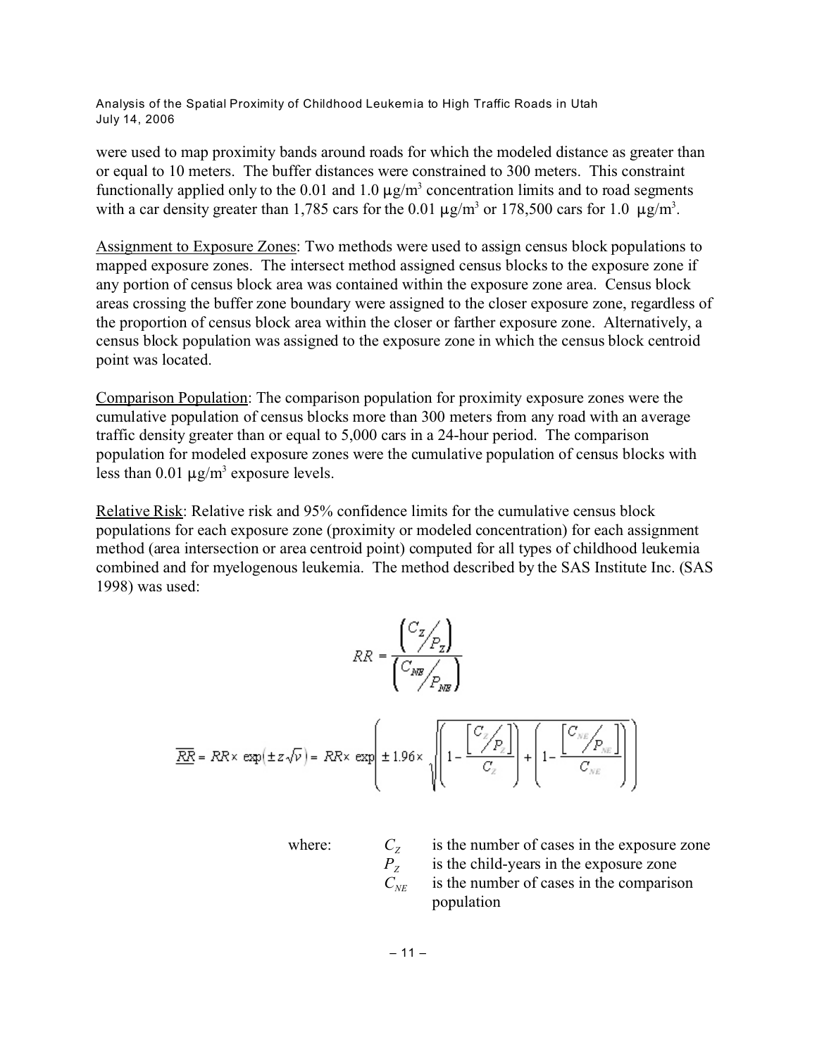were used to map proximity bands around roads for which the modeled distance as greater than or equal to 10 meters. The buffer distances were constrained to 300 meters. This constraint functionally applied only to the 0.01 and 1.0 μg/m[3] concentration limits and to road segments with a car density greater than 1,785 cars for the 0.01 μg/m[3] or 178,500 cars for 1.0 μg/m[3].

Assignment to Exposure Zones: Two methods were used to assign census block populations to mapped exposure zones. The intersect method assigned census blocks to the exposure zone if any portion of census block area was contained within the exposure zone area. Census block areas crossing the buffer zone boundary were assigned to the closer exposure zone, regardless of the proportion of census block area within the closer or farther exposure zone. Alternatively, a census block population was assigned to the exposure zone in which the census block centroid point was located.

Comparison Population: The comparison population for proximity exposure zones were the cumulative population of census blocks more than 300 meters from any road with an average traffic density greater than or equal to 5,000 cars in a 24-hour period. The comparison population for modeled exposure zones were the cumulative population of census blocks with less than 0.01 μg/m[3] exposure levels.

Relative Risk: Relative risk and 95% confidence limits for the cumulative census block populations for each exposure zone (proximity or modeled concentration) for each assignment method (area intersection or area centroid point) computed for all types of childhood leukemia combined and for myelogenous leukemia. The method described by the SAS Institute Inc. (SAS 1998) was used:

$$RR = \frac{\left( C_Z / P_Z \right)}{\left( C_{NE} / P_{NE} \right)}$$

$$\overline{RR} = RR \times \exp\left( \pm z \sqrt{v} \right) = RR \times \exp\left( \pm 1.96 \times \sqrt{\left( 1 - \frac{\left[ C_Z / P_Z \right]}{C_Z} \right) + \left( 1 - \frac{\left[ C_{NE} / P_{NE} \right]}{C_{NE}} \right)} \right)$$

where:

- $C_Z$ is the number of cases in the exposure zone
- $P_Z$ is the child-years in the exposure zone
- $C_{NE}$ is the number of cases in the comparison population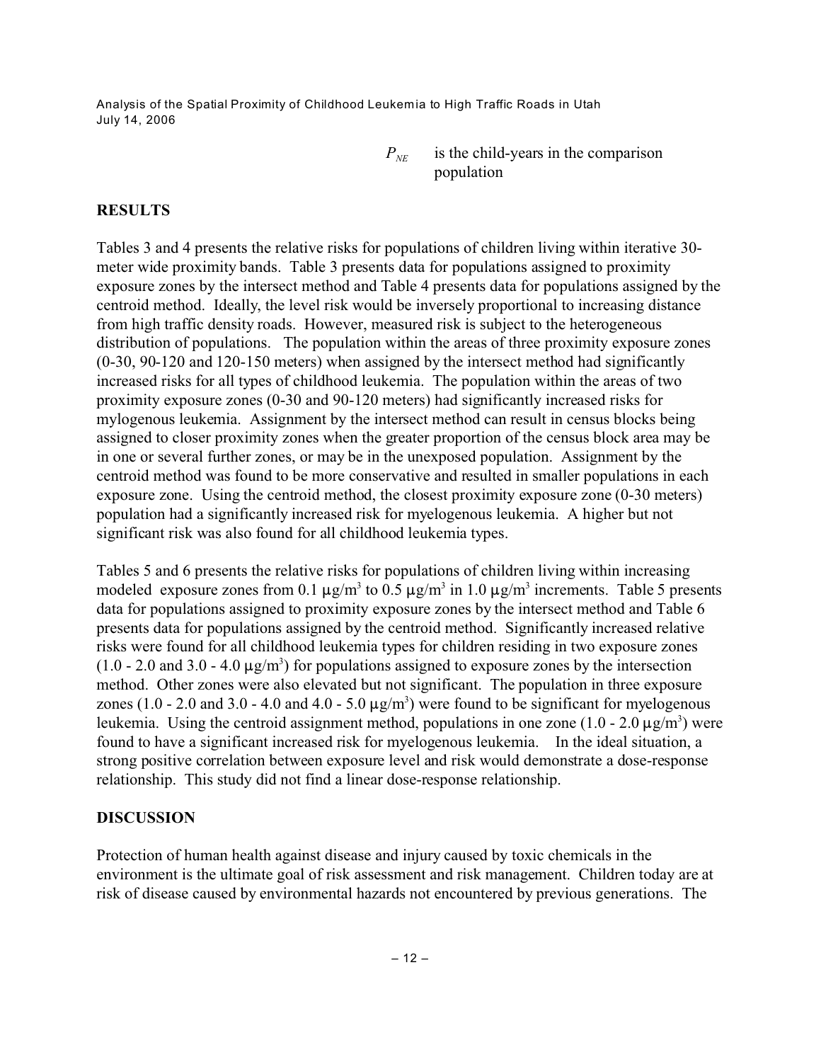$P_{NE}$ is the child-years in the comparison population

## RESULTS

Tables 3 and 4 presents the relative risks for populations of children living within iterative 30-meter wide proximity bands. Table 3 presents data for populations assigned to proximity exposure zones by the intersect method and Table 4 presents data for populations assigned by the centroid method. Ideally, the level risk would be inversely proportional to increasing distance from high traffic density roads. However, measured risk is subject to the heterogeneous distribution of populations. The population within the areas of three proximity exposure zones (0-30, 90-120 and 120-150 meters) when assigned by the intersect method had significantly increased risks for all types of childhood leukemia. The population within the areas of two proximity exposure zones (0-30 and 90-120 meters) had significantly increased risks for mylogenous leukemia. Assignment by the intersect method can result in census blocks being assigned to closer proximity zones when the greater proportion of the census block area may be in one or several further zones, or may be in the unexposed population. Assignment by the centroid method was found to be more conservative and resulted in smaller populations in each exposure zone. Using the centroid method, the closest proximity exposure zone (0-30 meters) population had a significantly increased risk for myelogenous leukemia. A higher but not significant risk was also found for all childhood leukemia types.

Tables 5 and 6 presents the relative risks for populations of children living within increasing modeled exposure zones from 0.1 $\mu g/m^3$ to 0.5 $\mu g/m^3$ in 1.0 $\mu g/m^3$ increments. Table 5 presents data for populations assigned to proximity exposure zones by the intersect method and Table 6 presents data for populations assigned by the centroid method. Significantly increased relative risks were found for all childhood leukemia types for children residing in two exposure zones (1.0 - 2.0 and 3.0 - 4.0 $\mu g/m^3$) for populations assigned to exposure zones by the intersection method. Other zones were also elevated but not significant. The population in three exposure zones (1.0 - 2.0 and 3.0 - 4.0 and 4.0 - 5.0 $\mu g/m^3$) were found to be significant for myelogenous leukemia. Using the centroid assignment method, populations in one zone (1.0 - 2.0 $\mu g/m^3$) were found to have a significant increased risk for myelogenous leukemia. In the ideal situation, a strong positive correlation between exposure level and risk would demonstrate a dose-response relationship. This study did not find a linear dose-response relationship.

## DISCUSSION

Protection of human health against disease and injury caused by toxic chemicals in the environment is the ultimate goal of risk assessment and risk management. Children today are at risk of disease caused by environmental hazards not encountered by previous generations. The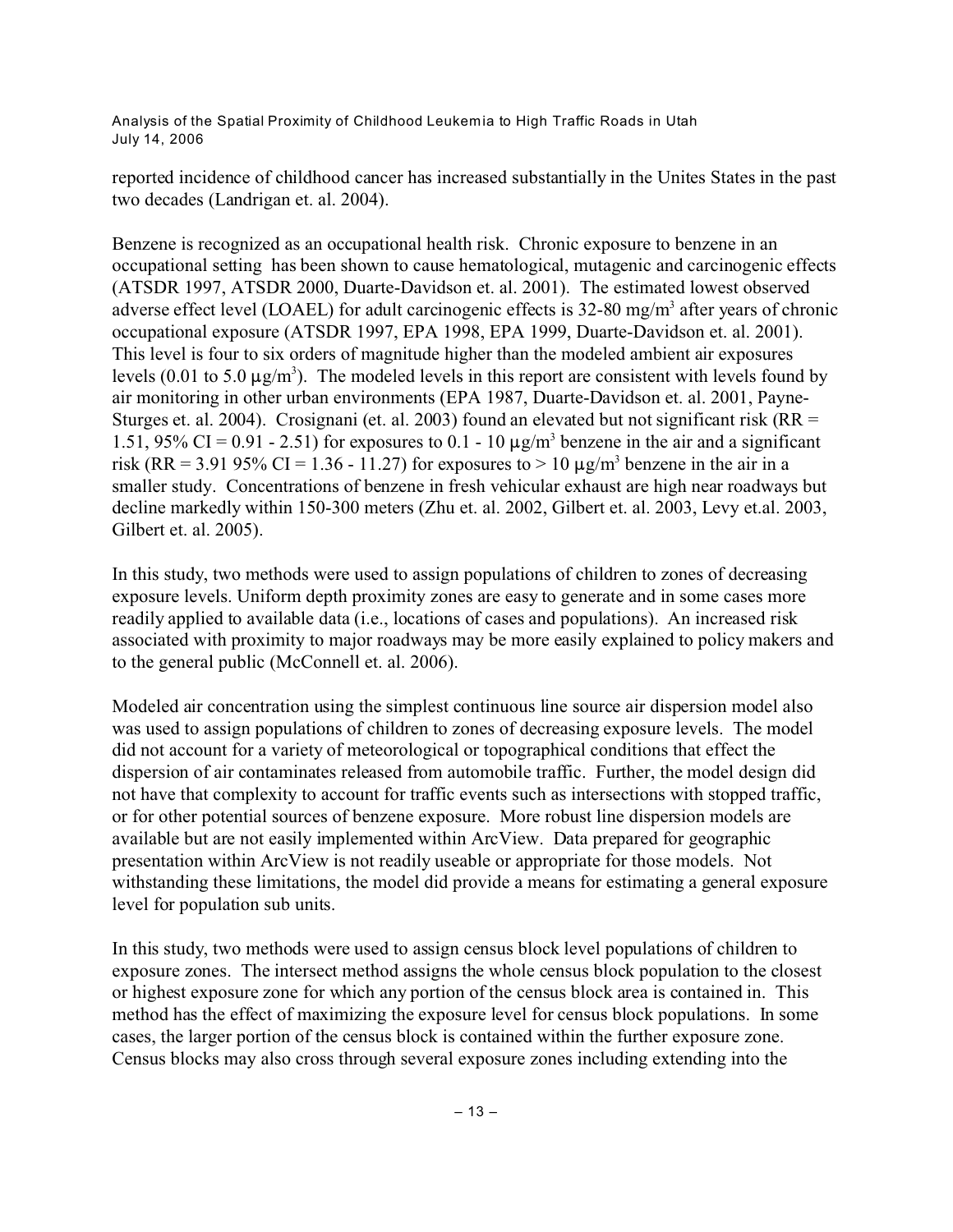reported incidence of childhood cancer has increased substantially in the Unites States in the past two decades (Landrigan et. al. 2004).

Benzene is recognized as an occupational health risk. Chronic exposure to benzene in an occupational setting has been shown to cause hematological, mutagenic and carcinogenic effects (ATSDR 1997, ATSDR 2000, Duarte-Davidson et. al. 2001). The estimated lowest observed adverse effect level (LOAEL) for adult carcinogenic effects is 32-80 $mg/m^3$ after years of chronic occupational exposure (ATSDR 1997, EPA 1998, EPA 1999, Duarte-Davidson et. al. 2001). This level is four to six orders of magnitude higher than the modeled ambient air exposures levels (0.01 to 5.0 $\mu g/m^3$). The modeled levels in this report are consistent with levels found by air monitoring in other urban environments (EPA 1987, Duarte-Davidson et. al. 2001, Payne-Sturges et. al. 2004). Crosignani (et. al. 2003) found an elevated but not significant risk (RR = 1.51, 95% CI = 0.91 - 2.51) for exposures to 0.1 - 10 $\mu g/m^3$ benzene in the air and a significant risk (RR = 3.91 95% CI = 1.36 - 11.27) for exposures to > 10 $\mu g/m^3$ benzene in the air in a smaller study. Concentrations of benzene in fresh vehicular exhaust are high near roadways but decline markedly within 150-300 meters (Zhu et. al. 2002, Gilbert et. al. 2003, Levy et.al. 2003, Gilbert et. al. 2005).

In this study, two methods were used to assign populations of children to zones of decreasing exposure levels. Uniform depth proximity zones are easy to generate and in some cases more readily applied to available data (i.e., locations of cases and populations). An increased risk associated with proximity to major roadways may be more easily explained to policy makers and to the general public (McConnell et. al. 2006).

Modeled air concentration using the simplest continuous line source air dispersion model also was used to assign populations of children to zones of decreasing exposure levels. The model did not account for a variety of meteorological or topographical conditions that effect the dispersion of air contaminates released from automobile traffic. Further, the model design did not have that complexity to account for traffic events such as intersections with stopped traffic, or for other potential sources of benzene exposure. More robust line dispersion models are available but are not easily implemented within ArcView. Data prepared for geographic presentation within ArcView is not readily useable or appropriate for those models. Not withstanding these limitations, the model did provide a means for estimating a general exposure level for population sub units.

In this study, two methods were used to assign census block level populations of children to exposure zones. The intersect method assigns the whole census block population to the closest or highest exposure zone for which any portion of the census block area is contained in. This method has the effect of maximizing the exposure level for census block populations. In some cases, the larger portion of the census block is contained within the further exposure zone. Census blocks may also cross through several exposure zones including extending into the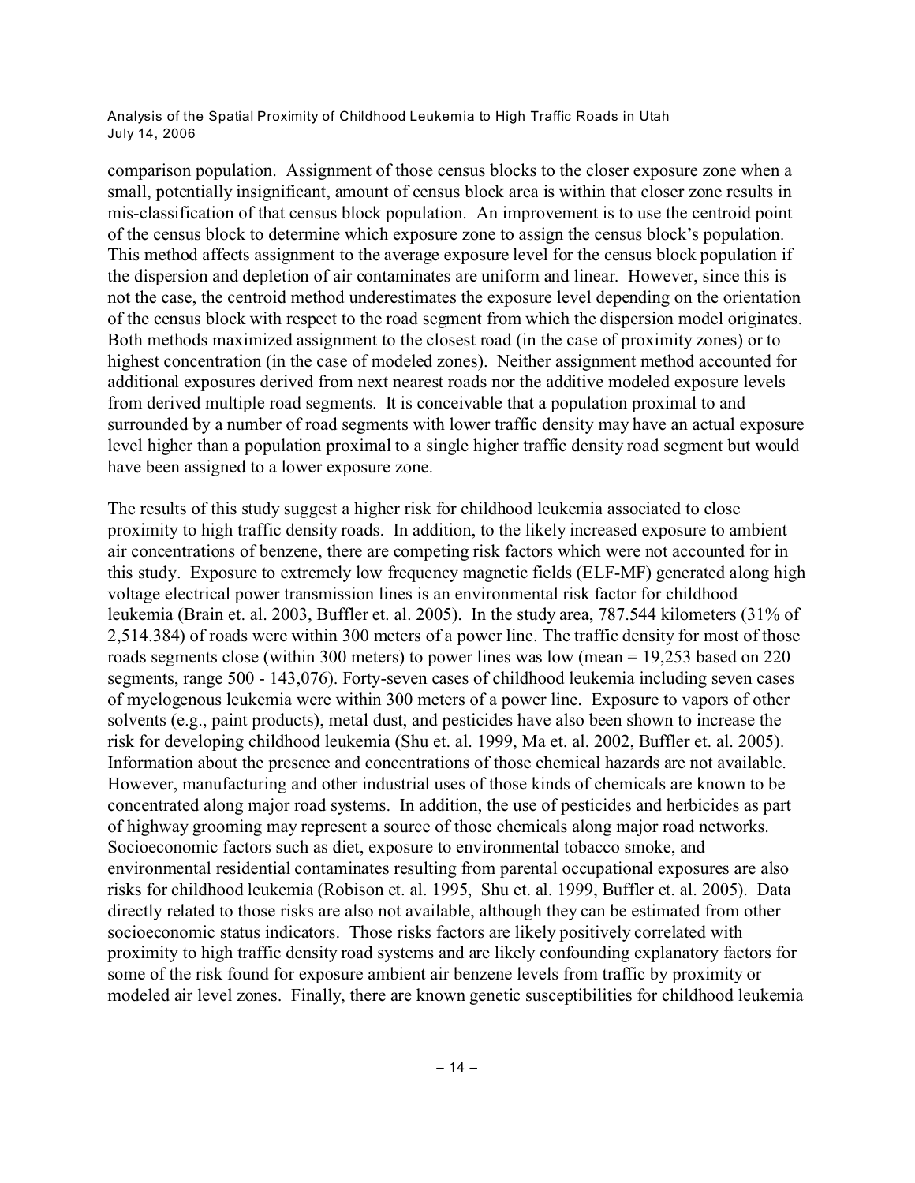comparison population. Assignment of those census blocks to the closer exposure zone when a small, potentially insignificant, amount of census block area is within that closer zone results in mis-classification of that census block population. An improvement is to use the centroid point of the census block to determine which exposure zone to assign the census block's population. This method affects assignment to the average exposure level for the census block population if the dispersion and depletion of air contaminates are uniform and linear. However, since this is not the case, the centroid method underestimates the exposure level depending on the orientation of the census block with respect to the road segment from which the dispersion model originates. Both methods maximized assignment to the closest road (in the case of proximity zones) or to highest concentration (in the case of modeled zones). Neither assignment method accounted for additional exposures derived from next nearest roads nor the additive modeled exposure levels from derived multiple road segments. It is conceivable that a population proximal to and surrounded by a number of road segments with lower traffic density may have an actual exposure level higher than a population proximal to a single higher traffic density road segment but would have been assigned to a lower exposure zone.

The results of this study suggest a higher risk for childhood leukemia associated to close proximity to high traffic density roads. In addition, to the likely increased exposure to ambient air concentrations of benzene, there are competing risk factors which were not accounted for in this study. Exposure to extremely low frequency magnetic fields (ELF-MF) generated along high voltage electrical power transmission lines is an environmental risk factor for childhood leukemia (Brain et. al. 2003, Buffler et. al. 2005). In the study area, 787.544 kilometers (31% of 2,514.384) of roads were within 300 meters of a power line. The traffic density for most of those roads segments close (within 300 meters) to power lines was low (mean = 19,253 based on 220 segments, range 500 - 143,076). Forty-seven cases of childhood leukemia including seven cases of myelogenous leukemia were within 300 meters of a power line. Exposure to vapors of other solvents (e.g., paint products), metal dust, and pesticides have also been shown to increase the risk for developing childhood leukemia (Shu et. al. 1999, Ma et. al. 2002, Buffler et. al. 2005). Information about the presence and concentrations of those chemical hazards are not available. However, manufacturing and other industrial uses of those kinds of chemicals are known to be concentrated along major road systems. In addition, the use of pesticides and herbicides as part of highway grooming may represent a source of those chemicals along major road networks. Socioeconomic factors such as diet, exposure to environmental tobacco smoke, and environmental residential contaminates resulting from parental occupational exposures are also risks for childhood leukemia (Robison et. al. 1995, Shu et. al. 1999, Buffler et. al. 2005). Data directly related to those risks are also not available, although they can be estimated from other socioeconomic status indicators. Those risks factors are likely positively correlated with proximity to high traffic density road systems and are likely confounding explanatory factors for some of the risk found for exposure ambient air benzene levels from traffic by proximity or modeled air level zones. Finally, there are known genetic susceptibilities for childhood leukemia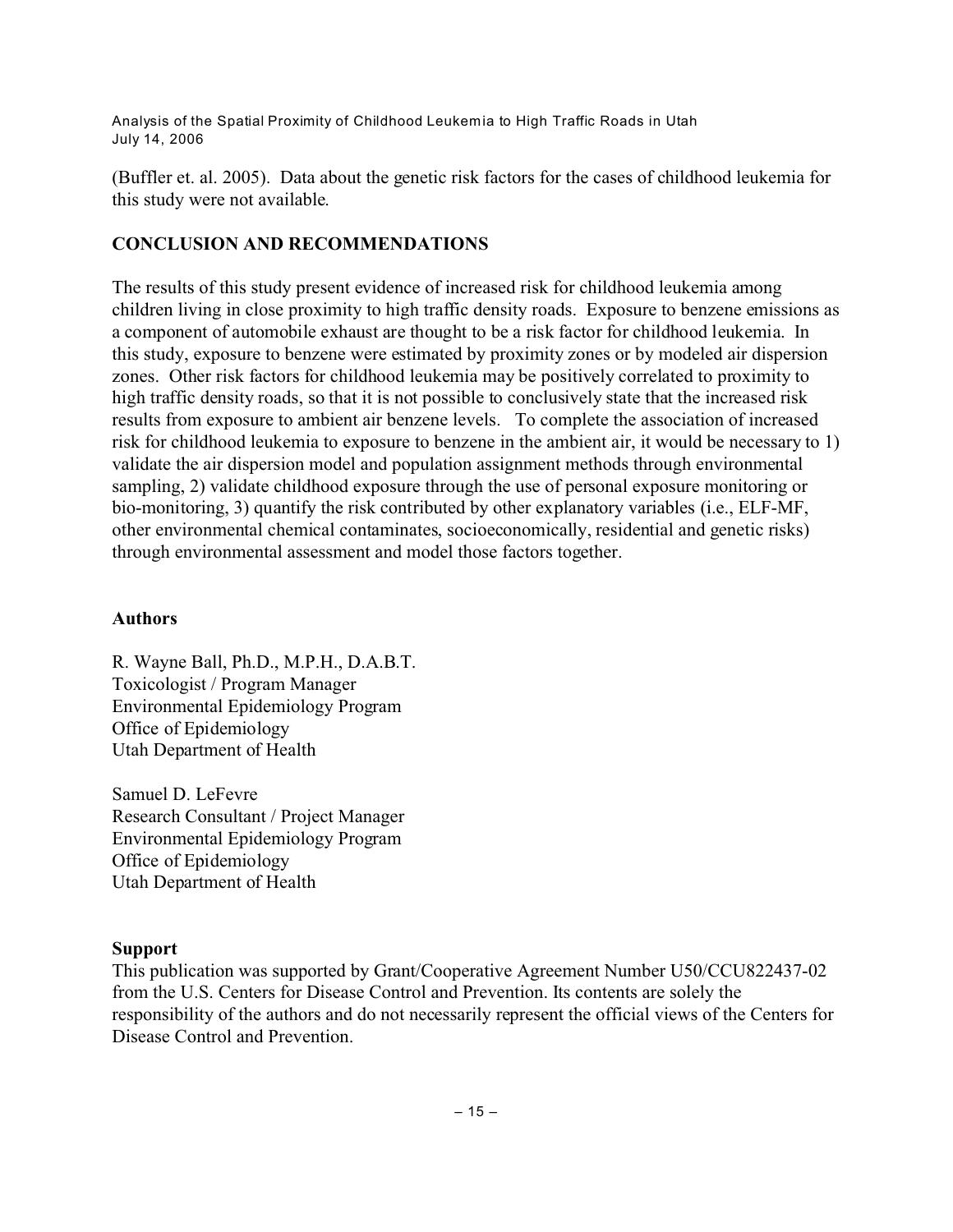(Buffler et. al. 2005). Data about the genetic risk factors for the cases of childhood leukemia for this study were not available.

## CONCLUSION AND RECOMMENDATIONS

The results of this study present evidence of increased risk for childhood leukemia among children living in close proximity to high traffic density roads. Exposure to benzene emissions as a component of automobile exhaust are thought to be a risk factor for childhood leukemia. In this study, exposure to benzene were estimated by proximity zones or by modeled air dispersion zones. Other risk factors for childhood leukemia may be positively correlated to proximity to high traffic density roads, so that it is not possible to conclusively state that the increased risk results from exposure to ambient air benzene levels. To complete the association of increased risk for childhood leukemia to exposure to benzene in the ambient air, it would be necessary to 1) validate the air dispersion model and population assignment methods through environmental sampling, 2) validate childhood exposure through the use of personal exposure monitoring or bio-monitoring, 3) quantify the risk contributed by other explanatory variables (i.e., ELF-MF, other environmental chemical contaminates, socioeconomically, residential and genetic risks) through environmental assessment and model those factors together.

### Authors

R. Wayne Ball, Ph.D., M.P.H., D.A.B.T.
Toxicologist / Program Manager
Environmental Epidemiology Program
Office of Epidemiology
Utah Department of Health

Samuel D. LeFevre
Research Consultant / Project Manager
Environmental Epidemiology Program
Office of Epidemiology
Utah Department of Health

### Support

This publication was supported by Grant/Cooperative Agreement Number U50/CCU822437-02 from the U.S. Centers for Disease Control and Prevention. Its contents are solely the responsibility of the authors and do not necessarily represent the official views of the Centers for Disease Control and Prevention.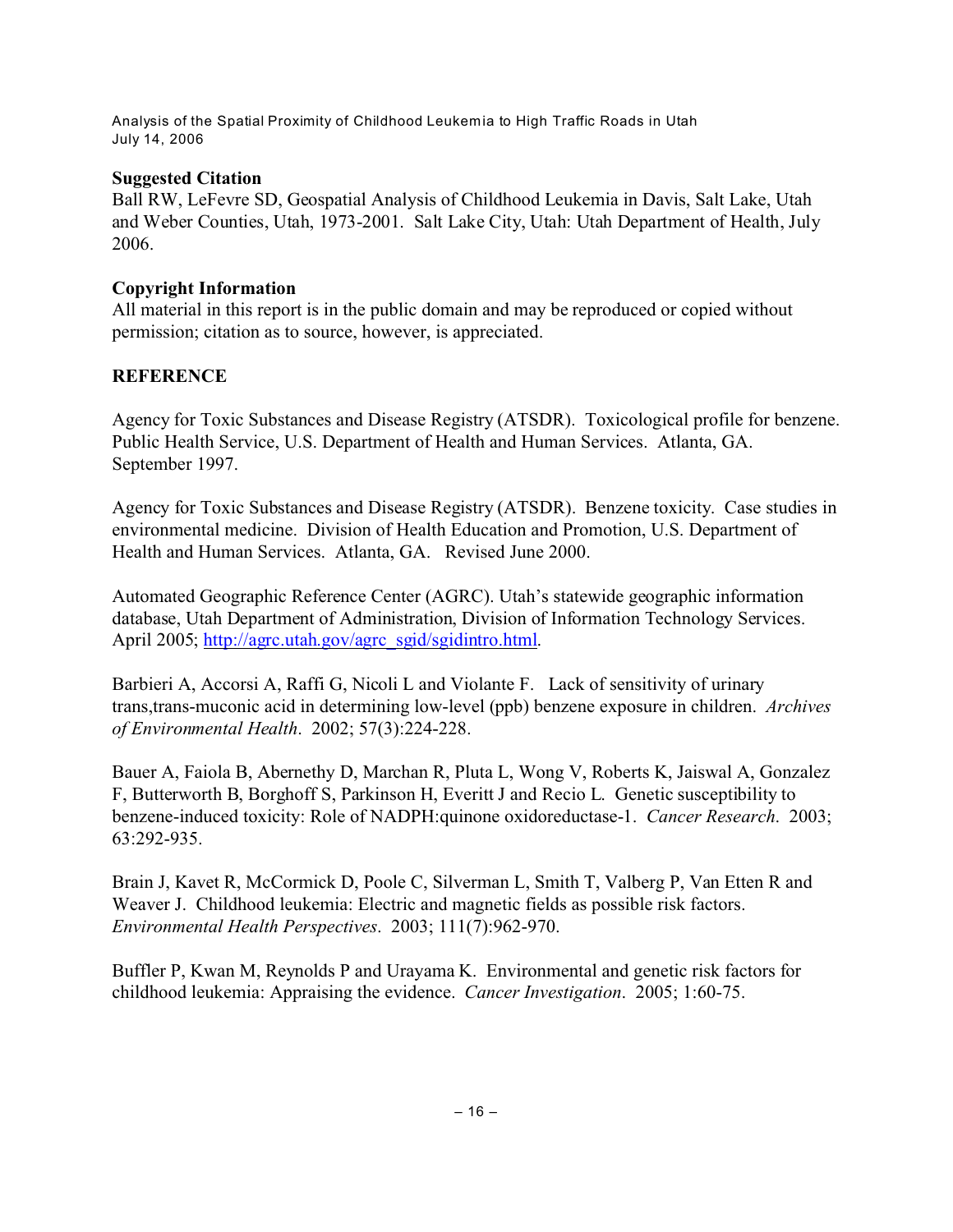**Suggested Citation**
Ball RW, LeFevre SD, Geospatial Analysis of Childhood Leukemia in Davis, Salt Lake, Utah and Weber Counties, Utah, 1973-2001. Salt Lake City, Utah: Utah Department of Health, July 2006.

**Copyright Information**
All material in this report is in the public domain and may be reproduced or copied without permission; citation as to source, however, is appreciated.

**REFERENCE**

Agency for Toxic Substances and Disease Registry (ATSDR). Toxicological profile for benzene. Public Health Service, U.S. Department of Health and Human Services. Atlanta, GA. September 1997.

Agency for Toxic Substances and Disease Registry (ATSDR). Benzene toxicity. Case studies in environmental medicine. Division of Health Education and Promotion, U.S. Department of Health and Human Services. Atlanta, GA. Revised June 2000.

Automated Geographic Reference Center (AGRC). Utah's statewide geographic information database, Utah Department of Administration, Division of Information Technology Services. April 2005; [http://agrc.utah.gov/agrc_sgid/sgidintro.html](http://agrc.utah.gov/agrc_sgid/sgidintro.html).

Barbieri A, Accorsi A, Raffi G, Nicoli L and Violante F. Lack of sensitivity of urinary trans,trans-muconic acid in determining low-level (ppb) benzene exposure in children. *Archives of Environmental Health*. 2002; 57(3):224-228.

Bauer A, Faiola B, Abernethy D, Marchan R, Pluta L, Wong V, Roberts K, Jaiswal A, Gonzalez F, Butterworth B, Borghoff S, Parkinson H, Everitt J and Recio L. Genetic susceptibility to benzene-induced toxicity: Role of NADPH:quinone oxidoreductase-1. *Cancer Research*. 2003; 63:292-935.

Brain J, Kavet R, McCormick D, Poole C, Silverman L, Smith T, Valberg P, Van Etten R and Weaver J. Childhood leukemia: Electric and magnetic fields as possible risk factors. *Environmental Health Perspectives*. 2003; 111(7):962-970.

Buffler P, Kwan M, Reynolds P and Urayama K. Environmental and genetic risk factors for childhood leukemia: Appraising the evidence. *Cancer Investigation*. 2005; 1:60-75.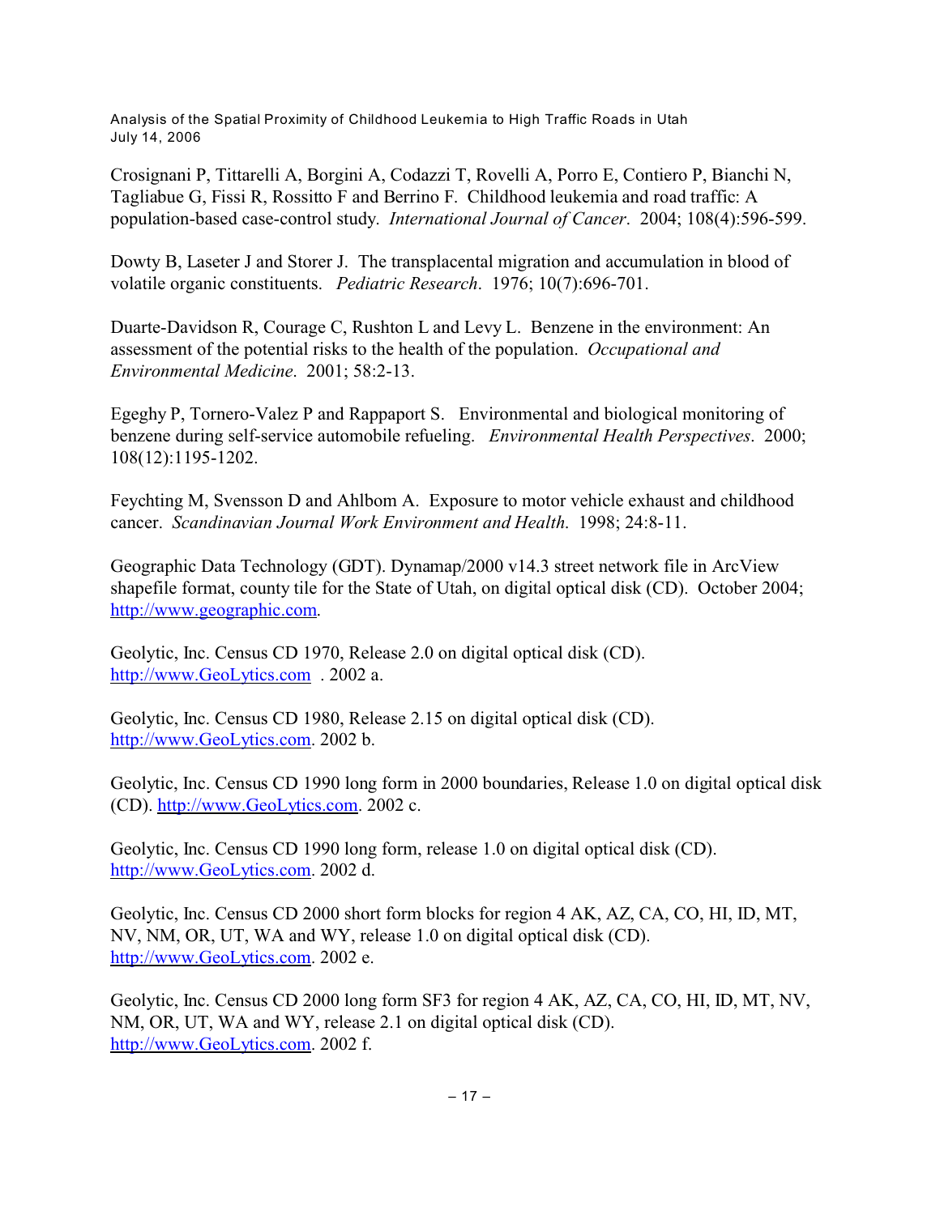Crosignani P, Tittarelli A, Borgini A, Codazzi T, Rovelli A, Porro E, Contiero P, Bianchi N, Tagliabue G, Fissi R, Rossitto F and Berrino F. Childhood leukemia and road traffic: A population-based case-control study. *International Journal of Cancer*. 2004; 108(4):596-599.

Dowty B, Laseter J and Storer J. The transplacental migration and accumulation in blood of volatile organic constituents. *Pediatric Research*. 1976; 10(7):696-701.

Duarte-Davidson R, Courage C, Rushton L and Levy L. Benzene in the environment: An assessment of the potential risks to the health of the population. *Occupational and Environmental Medicine*. 2001; 58:2-13.

Egeghy P, Tornero-Valez P and Rappaport S. Environmental and biological monitoring of benzene during self-service automobile refueling. *Environmental Health Perspectives*. 2000; 108(12):1195-1202.

Feychting M, Svensson D and Ahlbom A. Exposure to motor vehicle exhaust and childhood cancer. *Scandinavian Journal Work Environment and Health*. 1998; 24:8-11.

Geographic Data Technology (GDT). Dynamap/2000 v14.3 street network file in ArcView shapefile format, county tile for the State of Utah, on digital optical disk (CD). October 2004; http://www.geographic.com.

Geolytic, Inc. Census CD 1970, Release 2.0 on digital optical disk (CD). http://www.GeoLytics.com . 2002 a.

Geolytic, Inc. Census CD 1980, Release 2.15 on digital optical disk (CD). http://www.GeoLytics.com. 2002 b.

Geolytic, Inc. Census CD 1990 long form in 2000 boundaries, Release 1.0 on digital optical disk (CD). http://www.GeoLytics.com. 2002 c.

Geolytic, Inc. Census CD 1990 long form, release 1.0 on digital optical disk (CD). http://www.GeoLytics.com. 2002 d.

Geolytic, Inc. Census CD 2000 short form blocks for region 4 AK, AZ, CA, CO, HI, ID, MT, NV, NM, OR, UT, WA and WY, release 1.0 on digital optical disk (CD). http://www.GeoLytics.com. 2002 e.

Geolytic, Inc. Census CD 2000 long form SF3 for region 4 AK, AZ, CA, CO, HI, ID, MT, NV, NM, OR, UT, WA and WY, release 2.1 on digital optical disk (CD). http://www.GeoLytics.com. 2002 f.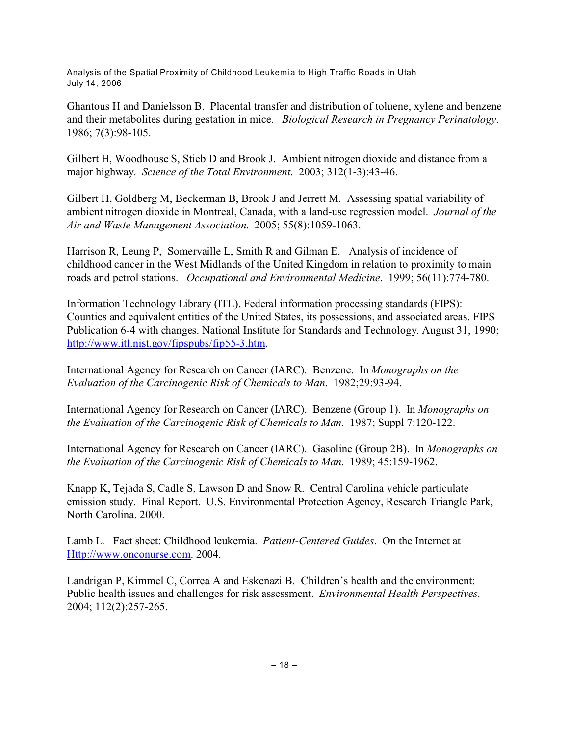Ghantous H and Danielsson B. Placental transfer and distribution of toluene, xylene and benzene and their metabolites during gestation in mice. *Biological Research in Pregnancy Perinatology*. 1986; 7(3):98-105.

Gilbert H, Woodhouse S, Stieb D and Brook J. Ambient nitrogen dioxide and distance from a major highway. *Science of the Total Environment*. 2003; 312(1-3):43-46.

Gilbert H, Goldberg M, Beckerman B, Brook J and Jerrett M. Assessing spatial variability of ambient nitrogen dioxide in Montreal, Canada, with a land-use regression model. *Journal of the Air and Waste Management Association*. 2005; 55(8):1059-1063.

Harrison R, Leung P, Somervaille L, Smith R and Gilman E. Analysis of incidence of childhood cancer in the West Midlands of the United Kingdom in relation to proximity to main roads and petrol stations. *Occupational and Environmental Medicine*. 1999; 56(11):774-780.

Information Technology Library (ITL). Federal information processing standards (FIPS): Counties and equivalent entities of the United States, its possessions, and associated areas. FIPS Publication 6-4 with changes. National Institute for Standards and Technology. August 31, 1990; http://www.itl.nist.gov/fipspubs/fip55-3.htm.

International Agency for Research on Cancer (IARC). Benzene. In *Monographs on the Evaluation of the Carcinogenic Risk of Chemicals to Man*. 1982;29:93-94.

International Agency for Research on Cancer (IARC). Benzene (Group 1). In *Monographs on the Evaluation of the Carcinogenic Risk of Chemicals to Man*. 1987; Suppl 7:120-122.

International Agency for Research on Cancer (IARC). Gasoline (Group 2B). In *Monographs on the Evaluation of the Carcinogenic Risk of Chemicals to Man*. 1989; 45:159-1962.

Knapp K, Tejada S, Cadle S, Lawson D and Snow R. Central Carolina vehicle particulate emission study. Final Report. U.S. Environmental Protection Agency, Research Triangle Park, North Carolina. 2000.

Lamb L. Fact sheet: Childhood leukemia. *Patient-Centered Guides*. On the Internet at Http://www.onconurse.com. 2004.

Landrigan P, Kimmel C, Correa A and Eskenazi B. Children's health and the environment: Public health issues and challenges for risk assessment. *Environmental Health Perspectives*. 2004; 112(2):257-265.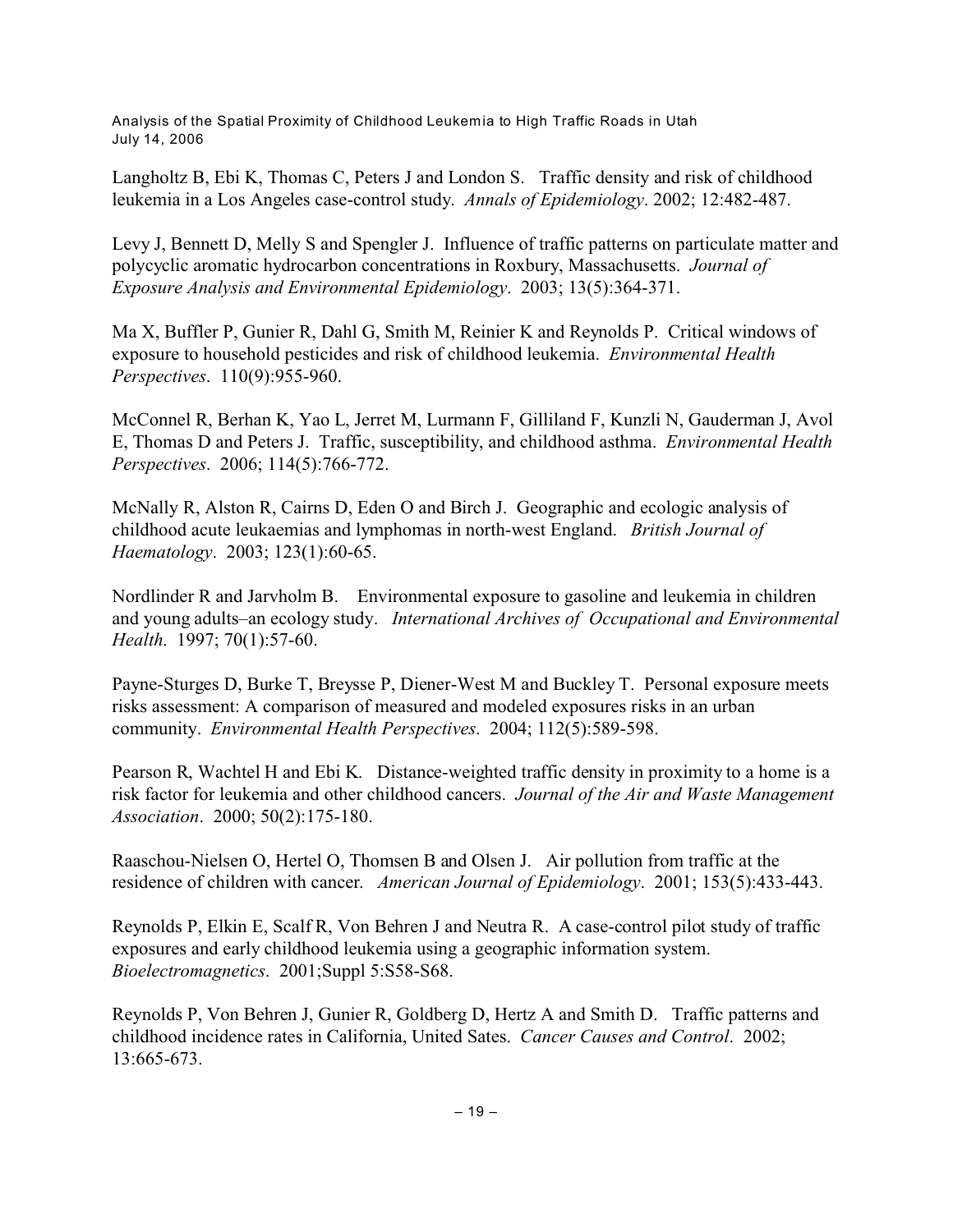Langholtz B, Ebi K, Thomas C, Peters J and London S. Traffic density and risk of childhood leukemia in a Los Angeles case-control study. *Annals of Epidemiology*. 2002; 12:482-487.

Levy J, Bennett D, Melly S and Spengler J. Influence of traffic patterns on particulate matter and polycyclic aromatic hydrocarbon concentrations in Roxbury, Massachusetts. *Journal of Exposure Analysis and Environmental Epidemiology*. 2003; 13(5):364-371.

Ma X, Buffler P, Gunier R, Dahl G, Smith M, Reinier K and Reynolds P. Critical windows of exposure to household pesticides and risk of childhood leukemia. *Environmental Health Perspectives*. 110(9):955-960.

McConnel R, Berhan K, Yao L, Jerret M, Lurmann F, Gilliland F, Kunzli N, Gauderman J, Avol E, Thomas D and Peters J. Traffic, susceptibility, and childhood asthma. *Environmental Health Perspectives*. 2006; 114(5):766-772.

McNally R, Alston R, Cairns D, Eden O and Birch J. Geographic and ecologic analysis of childhood acute leukaemias and lymphomas in north-west England. *British Journal of Haematology*. 2003; 123(1):60-65.

Nordlinder R and Jarvholm B. Environmental exposure to gasoline and leukemia in children and young adults–an ecology study. *International Archives of Occupational and Environmental Health*. 1997; 70(1):57-60.

Payne-Sturges D, Burke T, Breysse P, Diener-West M and Buckley T. Personal exposure meets risks assessment: A comparison of measured and modeled exposures risks in an urban community. *Environmental Health Perspectives*. 2004; 112(5):589-598.

Pearson R, Wachtel H and Ebi K. Distance-weighted traffic density in proximity to a home is a risk factor for leukemia and other childhood cancers. *Journal of the Air and Waste Management Association*. 2000; 50(2):175-180.

Raaschou-Nielsen O, Hertel O, Thomsen B and Olsen J. Air pollution from traffic at the residence of children with cancer. *American Journal of Epidemiology*. 2001; 153(5):433-443.

Reynolds P, Elkin E, Scalf R, Von Behren J and Neutra R. A case-control pilot study of traffic exposures and early childhood leukemia using a geographic information system. *Bioelectromagnetics*. 2001;Suppl 5:S58-S68.

Reynolds P, Von Behren J, Gunier R, Goldberg D, Hertz A and Smith D. Traffic patterns and childhood incidence rates in California, United Sates. *Cancer Causes and Control*. 2002; 13:665-673.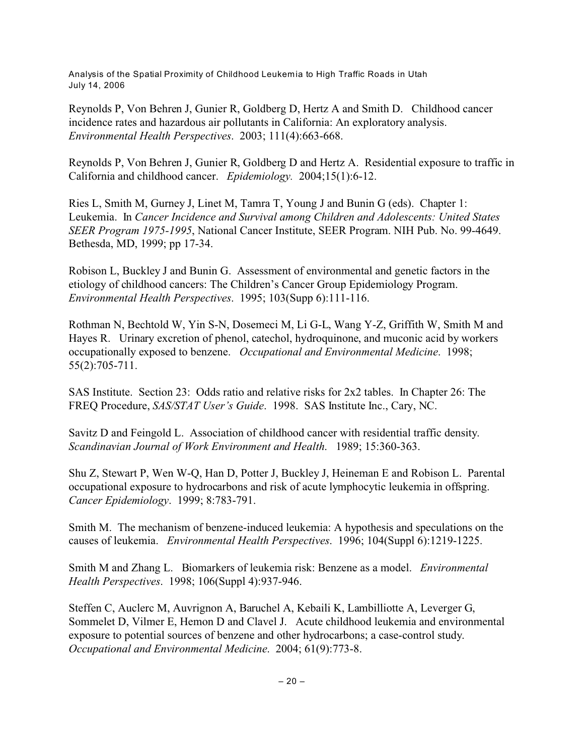Reynolds P, Von Behren J, Gunier R, Goldberg D, Hertz A and Smith D. Childhood cancer incidence rates and hazardous air pollutants in California: An exploratory analysis. *Environmental Health Perspectives*. 2003; 111(4):663-668.

Reynolds P, Von Behren J, Gunier R, Goldberg D and Hertz A. Residential exposure to traffic in California and childhood cancer. *Epidemiology.* 2004;15(1):6-12.

Ries L, Smith M, Gurney J, Linet M, Tamra T, Young J and Bunin G (eds). Chapter 1: Leukemia. In *Cancer Incidence and Survival among Children and Adolescents: United States SEER Program 1975-1995*, National Cancer Institute, SEER Program. NIH Pub. No. 99-4649. Bethesda, MD, 1999; pp 17-34.

Robison L, Buckley J and Bunin G. Assessment of environmental and genetic factors in the etiology of childhood cancers: The Children's Cancer Group Epidemiology Program. *Environmental Health Perspectives*. 1995; 103(Supp 6):111-116.

Rothman N, Bechtold W, Yin S-N, Dosemeci M, Li G-L, Wang Y-Z, Griffith W, Smith M and Hayes R. Urinary excretion of phenol, catechol, hydroquinone, and muconic acid by workers occupationally exposed to benzene. *Occupational and Environmental Medicine*. 1998; 55(2):705-711.

SAS Institute. Section 23: Odds ratio and relative risks for 2x2 tables. In Chapter 26: The FREQ Procedure, *SAS/STAT User's Guide*. 1998. SAS Institute Inc., Cary, NC.

Savitz D and Feingold L. Association of childhood cancer with residential traffic density. *Scandinavian Journal of Work Environment and Health.* 1989; 15:360-363.

Shu Z, Stewart P, Wen W-Q, Han D, Potter J, Buckley J, Heineman E and Robison L. Parental occupational exposure to hydrocarbons and risk of acute lymphocytic leukemia in offspring. *Cancer Epidemiology*. 1999; 8:783-791.

Smith M. The mechanism of benzene-induced leukemia: A hypothesis and speculations on the causes of leukemia. *Environmental Health Perspectives*. 1996; 104(Suppl 6):1219-1225.

Smith M and Zhang L. Biomarkers of leukemia risk: Benzene as a model. *Environmental Health Perspectives*. 1998; 106(Suppl 4):937-946.

Steffen C, Auclerc M, Auvrignon A, Baruchel A, Kebaili K, Lambilliotte A, Leverger G, Sommelet D, Vilmer E, Hemon D and Clavel J. Acute childhood leukemia and environmental exposure to potential sources of benzene and other hydrocarbons; a case-control study. *Occupational and Environmental Medicine*. 2004; 61(9):773-8.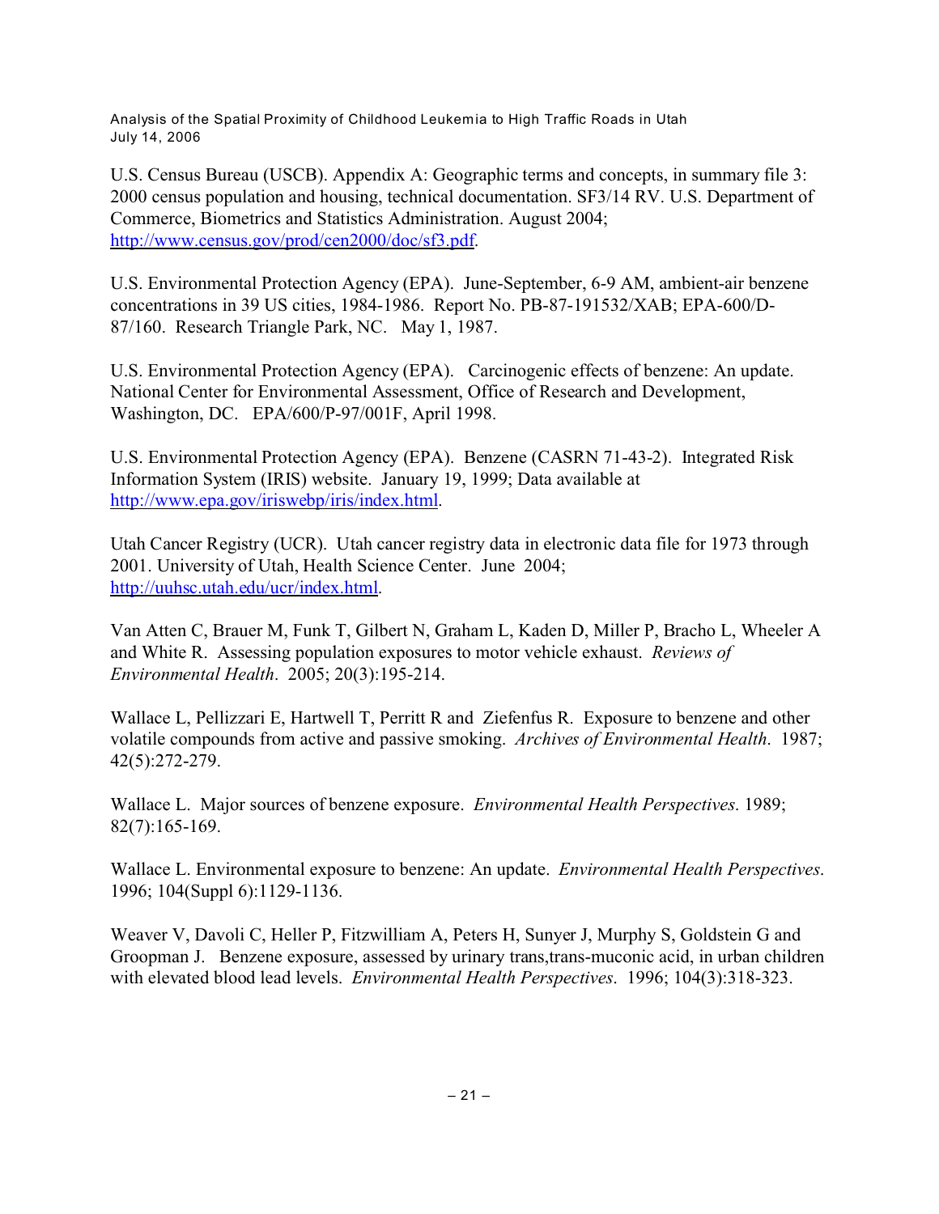U.S. Census Bureau (USCB). Appendix A: Geographic terms and concepts, in summary file 3: 2000 census population and housing, technical documentation. SF3/14 RV. U.S. Department of Commerce, Biometrics and Statistics Administration. August 2004; http://www.census.gov/prod/cen2000/doc/sf3.pdf.

U.S. Environmental Protection Agency (EPA). June-September, 6-9 AM, ambient-air benzene concentrations in 39 US cities, 1984-1986. Report No. PB-87-191532/XAB; EPA-600/D-87/160. Research Triangle Park, NC. May 1, 1987.

U.S. Environmental Protection Agency (EPA). Carcinogenic effects of benzene: An update. National Center for Environmental Assessment, Office of Research and Development, Washington, DC. EPA/600/P-97/001F, April 1998.

U.S. Environmental Protection Agency (EPA). Benzene (CASRN 71-43-2). Integrated Risk Information System (IRIS) website. January 19, 1999; Data available at http://www.epa.gov/iriswebp/iris/index.html.

Utah Cancer Registry (UCR). Utah cancer registry data in electronic data file for 1973 through 2001. University of Utah, Health Science Center. June 2004; http://uuhsc.utah.edu/ucr/index.html.

Van Atten C, Brauer M, Funk T, Gilbert N, Graham L, Kaden D, Miller P, Bracho L, Wheeler A and White R. Assessing population exposures to motor vehicle exhaust. *Reviews of Environmental Health*. 2005; 20(3):195-214.

Wallace L, Pellizzari E, Hartwell T, Perritt R and Ziefenfus R. Exposure to benzene and other volatile compounds from active and passive smoking. *Archives of Environmental Health*. 1987; 42(5):272-279.

Wallace L. Major sources of benzene exposure. *Environmental Health Perspectives*. 1989; 82(7):165-169.

Wallace L. Environmental exposure to benzene: An update. *Environmental Health Perspectives*. 1996; 104(Suppl 6):1129-1136.

Weaver V, Davoli C, Heller P, Fitzwilliam A, Peters H, Sunyer J, Murphy S, Goldstein G and Groopman J. Benzene exposure, assessed by urinary trans,trans-muconic acid, in urban children with elevated blood lead levels. *Environmental Health Perspectives*. 1996; 104(3):318-323.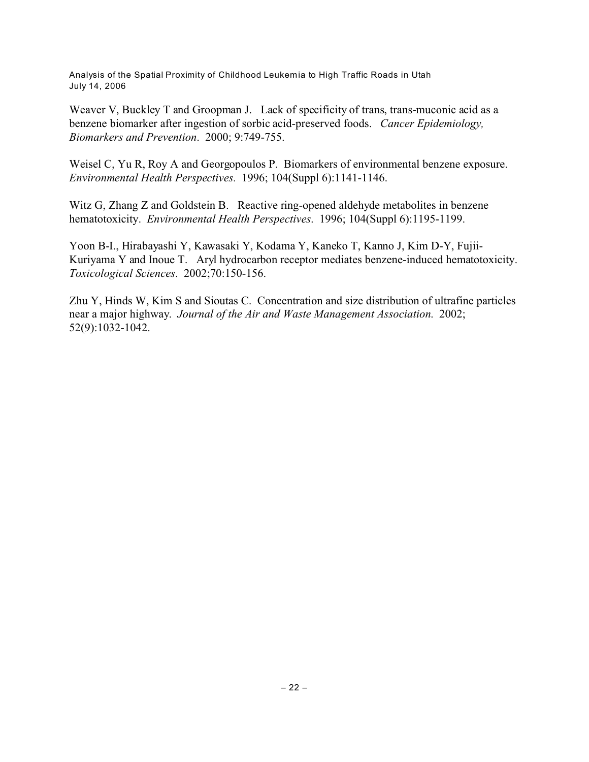Weaver V, Buckley T and Groopman J. Lack of specificity of trans, trans-muconic acid as a benzene biomarker after ingestion of sorbic acid-preserved foods. *Cancer Epidemiology, Biomarkers and Prevention*. 2000; 9:749-755.

Weisel C, Yu R, Roy A and Georgopoulos P. Biomarkers of environmental benzene exposure. *Environmental Health Perspectives.* 1996; 104(Suppl 6):1141-1146.

Witz G, Zhang Z and Goldstein B. Reactive ring-opened aldehyde metabolites in benzene hematotoxicity. *Environmental Health Perspectives*. 1996; 104(Suppl 6):1195-1199.

Yoon B-I., Hirabayashi Y, Kawasaki Y, Kodama Y, Kaneko T, Kanno J, Kim D-Y, Fujii-Kuriyama Y and Inoue T. Aryl hydrocarbon receptor mediates benzene-induced hematotoxicity. *Toxicological Sciences*. 2002;70:150-156.

Zhu Y, Hinds W, Kim S and Sioutas C. Concentration and size distribution of ultrafine particles near a major highway. *Journal of the Air and Waste Management Association.* 2002; 52(9):1032-1042.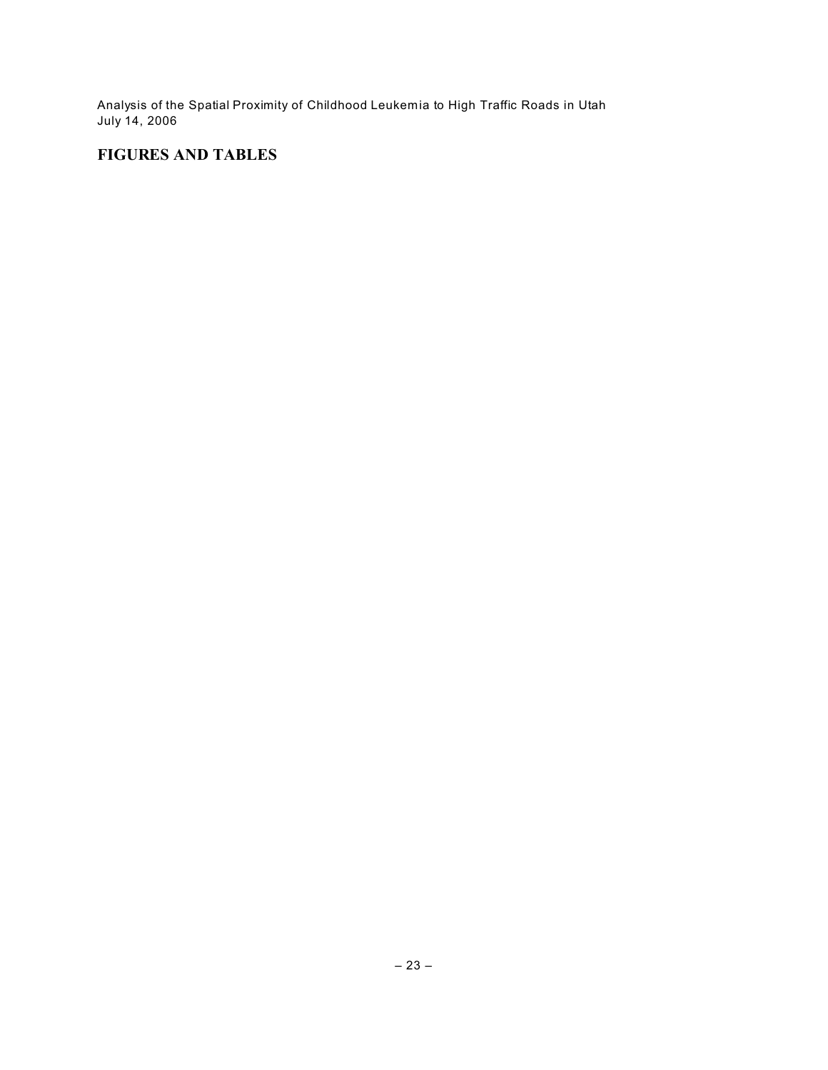# FIGURES AND TABLES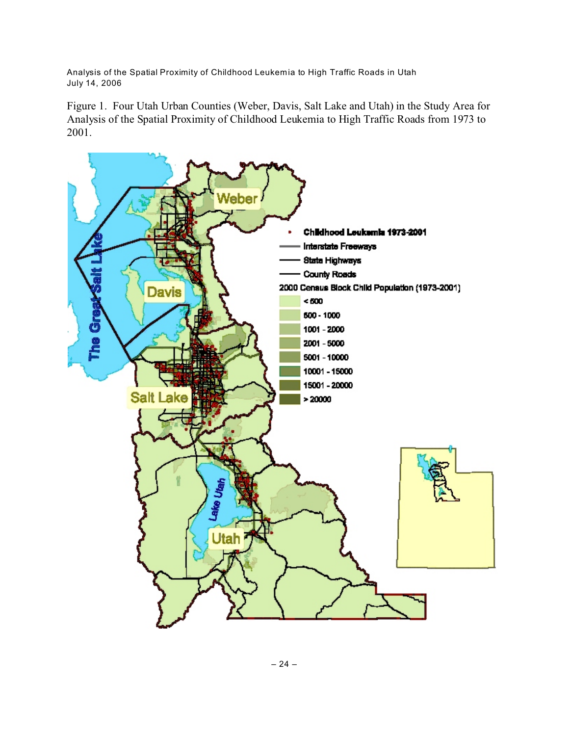Figure 1. Four Utah Urban Counties (Weber, Davis, Salt Lake and Utah) in the Study Area for Analysis of the Spatial Proximity of Childhood Leukemia to High Traffic Roads from 1973 to 2001.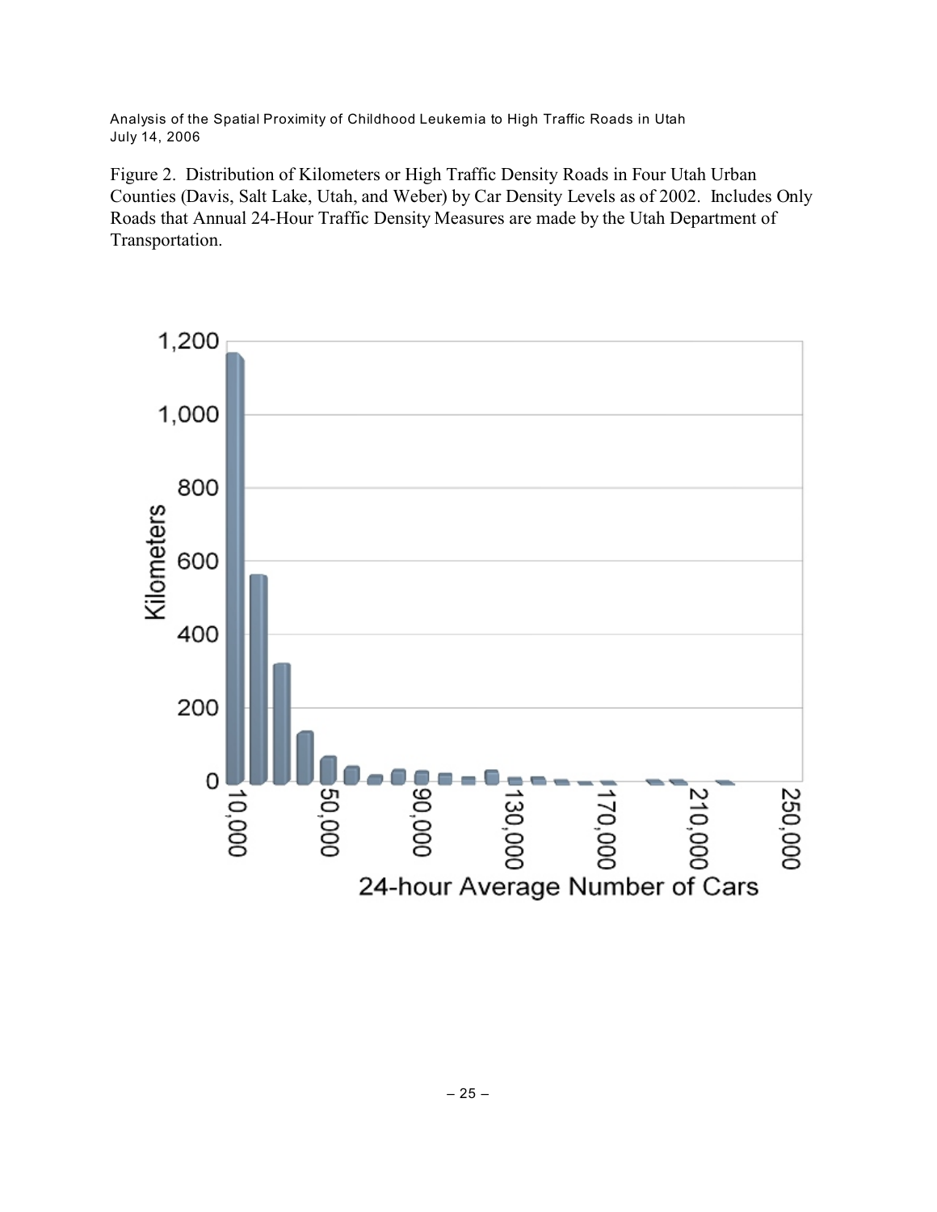Figure 2. Distribution of Kilometers or High Traffic Density Roads in Four Utah Urban Counties (Davis, Salt Lake, Utah, and Weber) by Car Density Levels as of 2002. Includes Only Roads that Annual 24-Hour Traffic Density Measures are made by the Utah Department of Transportation.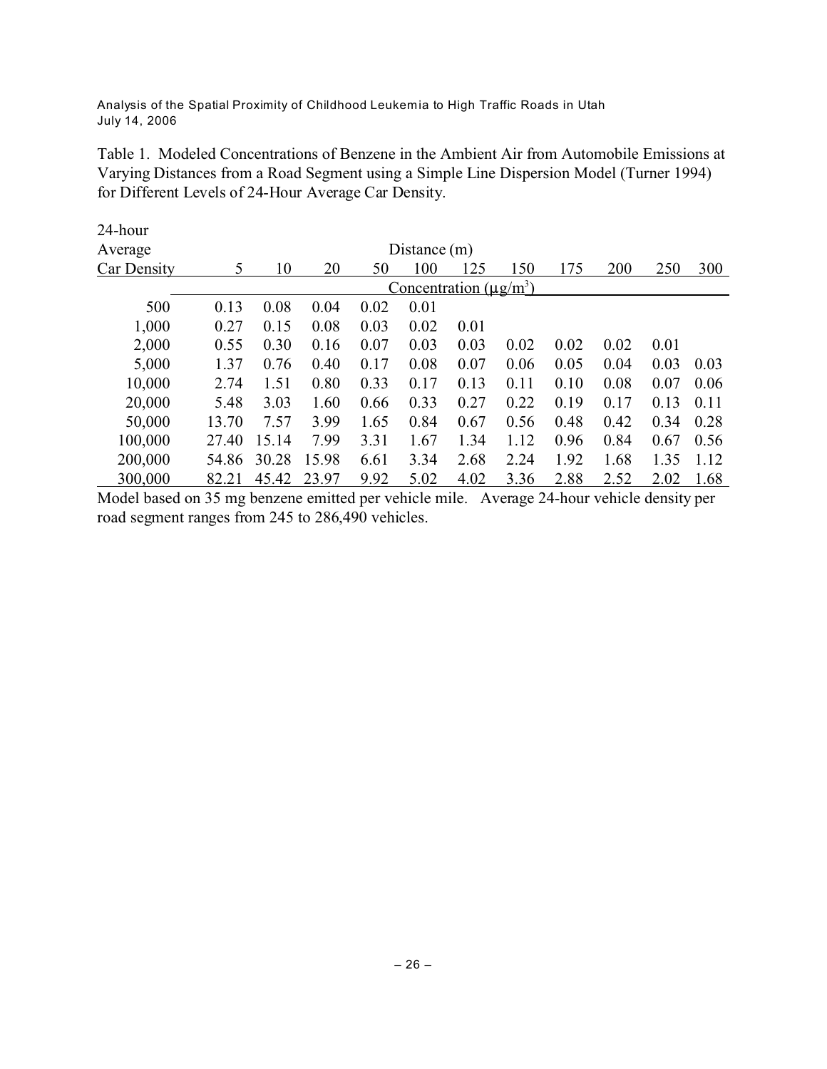Table 1. Modeled Concentrations of Benzene in the Ambient Air from Automobile Emissions at Varying Distances from a Road Segment using a Simple Line Dispersion Model (Turner 1994) for Different Levels of 24-Hour Average Car Density.

| 24-hour Average Car Density | Distance (m) | | | | | | | | | | |
|---|---|---|---|---|---|---|---|---|---|---|---|
| | 5 | 10 | 20 | 50 | 100 | 125 | 150 | 175 | 200 | 250 | 300 |
| | Concentration ($\mu g/m^3$) | | | | | | | | | | |
| 500 | 0.13 | 0.08 | 0.04 | 0.02 | 0.01 | | | | | | |
| 1,000 | 0.27 | 0.15 | 0.08 | 0.03 | 0.02 | 0.01 | | | | | |
| 2,000 | 0.55 | 0.30 | 0.16 | 0.07 | 0.03 | 0.03 | 0.02 | 0.02 | 0.02 | 0.01 | |
| 5,000 | 1.37 | 0.76 | 0.40 | 0.17 | 0.08 | 0.07 | 0.06 | 0.05 | 0.04 | 0.03 | 0.03 |
| 10,000 | 2.74 | 1.51 | 0.80 | 0.33 | 0.17 | 0.13 | 0.11 | 0.10 | 0.08 | 0.07 | 0.06 |
| 20,000 | 5.48 | 3.03 | 1.60 | 0.66 | 0.33 | 0.27 | 0.22 | 0.19 | 0.17 | 0.13 | 0.11 |
| 50,000 | 13.70 | 7.57 | 3.99 | 1.65 | 0.84 | 0.67 | 0.56 | 0.48 | 0.42 | 0.34 | 0.28 |
| 100,000 | 27.40 | 15.14 | 7.99 | 3.31 | 1.67 | 1.34 | 1.12 | 0.96 | 0.84 | 0.67 | 0.56 |
| 200,000 | 54.86 | 30.28 | 15.98 | 6.61 | 3.34 | 2.68 | 2.24 | 1.92 | 1.68 | 1.35 | 1.12 |
| 300,000 | 82.21 | 45.42 | 23.97 | 9.92 | 5.02 | 4.02 | 3.36 | 2.88 | 2.52 | 2.02 | 1.68 |

Model based on 35 mg benzene emitted per vehicle mile. Average 24-hour vehicle density per road segment ranges from 245 to 286,490 vehicles.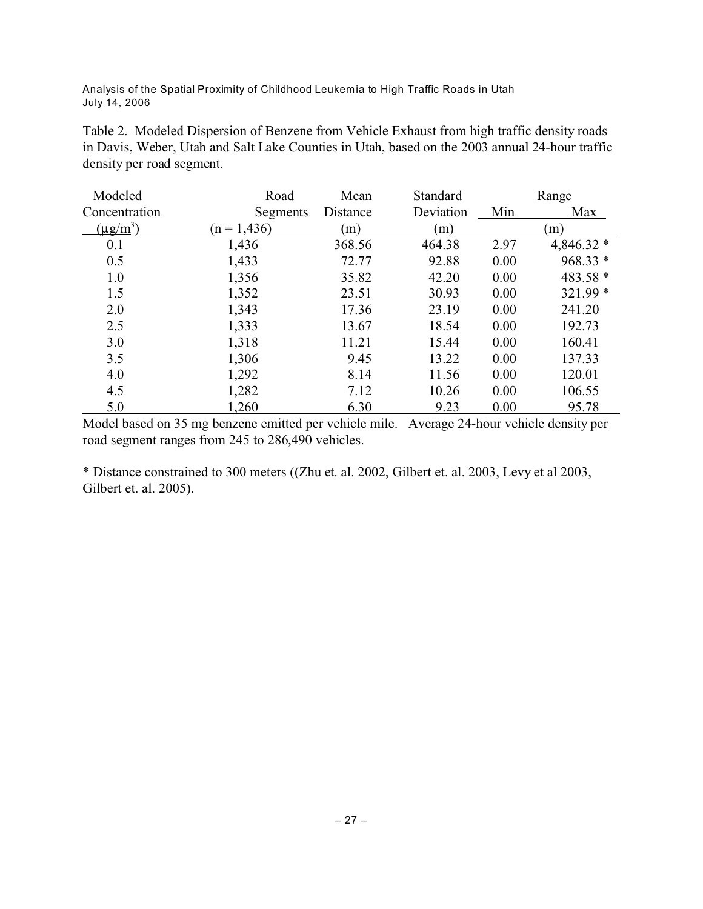Table 2. Modeled Dispersion of Benzene from Vehicle Exhaust from high traffic density roads in Davis, Weber, Utah and Salt Lake Counties in Utah, based on the 2003 annual 24-hour traffic density per road segment.

| Modeled Concentration ($\mu g/m^3$) | Road Segments (n = 1,436) | Mean Distance (m) | Standard Deviation (m) | Range Min (m) | Range Max (m) |
|---|---|---|---|---|---|
| 0.1 | 1,436 | 368.56 | 464.38 | 2.97 | 4,846.32 * |
| 0.5 | 1,433 | 72.77 | 92.88 | 0.00 | 968.33 * |
| 1.0 | 1,356 | 35.82 | 42.20 | 0.00 | 483.58 * |
| 1.5 | 1,352 | 23.51 | 30.93 | 0.00 | 321.99 * |
| 2.0 | 1,343 | 17.36 | 23.19 | 0.00 | 241.20 |
| 2.5 | 1,333 | 13.67 | 18.54 | 0.00 | 192.73 |
| 3.0 | 1,318 | 11.21 | 15.44 | 0.00 | 160.41 |
| 3.5 | 1,306 | 9.45 | 13.22 | 0.00 | 137.33 |
| 4.0 | 1,292 | 8.14 | 11.56 | 0.00 | 120.01 |
| 4.5 | 1,282 | 7.12 | 10.26 | 0.00 | 106.55 |
| 5.0 | 1,260 | 6.30 | 9.23 | 0.00 | 95.78 |

Model based on 35 mg benzene emitted per vehicle mile. Average 24-hour vehicle density per road segment ranges from 245 to 286,490 vehicles.

* Distance constrained to 300 meters ((Zhu et. al. 2002, Gilbert et. al. 2003, Levy et al 2003, Gilbert et. al. 2005).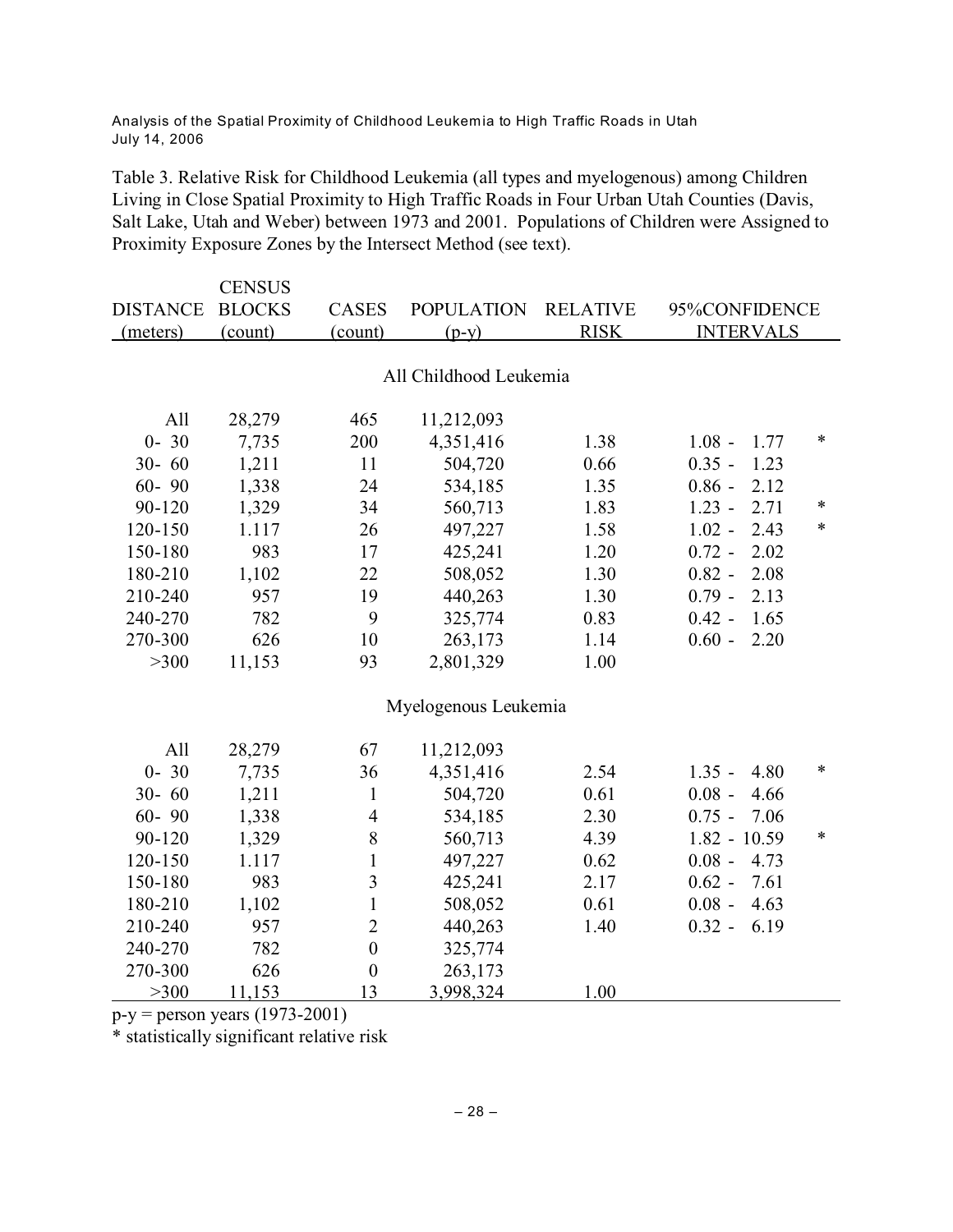Table 3. Relative Risk for Childhood Leukemia (all types and myelogenous) among Children Living in Close Spatial Proximity to High Traffic Roads in Four Urban Utah Counties (Davis, Salt Lake, Utah and Weber) between 1973 and 2001. Populations of Children were Assigned to Proximity Exposure Zones by the Intersect Method (see text).

| DISTANCE (meters) | CENSUS BLOCKS (count) | CASES (count) | POPULATION (p-y) | RELATIVE RISK | 95%CONFIDENCE INTERVALS | |
|---|---|---|---|---|---|---|
| | | | **All Childhood Leukemia** | | | |
| All | 28,279 | 465 | 11,212,093 | | | |
| 0- 30 | 7,735 | 200 | 4,351,416 | 1.38 | 1.08 - 1.77 | * |
| 30- 60 | 1,211 | 11 | 504,720 | 0.66 | 0.35 - 1.23 | |
| 60- 90 | 1,338 | 24 | 534,185 | 1.35 | 0.86 - 2.12 | |
| 90-120 | 1,329 | 34 | 560,713 | 1.83 | 1.23 - 2.71 | * |
| 120-150 | 1.117 | 26 | 497,227 | 1.58 | 1.02 - 2.43 | * |
| 150-180 | 983 | 17 | 425,241 | 1.20 | 0.72 - 2.02 | |
| 180-210 | 1,102 | 22 | 508,052 | 1.30 | 0.82 - 2.08 | |
| 210-240 | 957 | 19 | 440,263 | 1.30 | 0.79 - 2.13 | |
| 240-270 | 782 | 9 | 325,774 | 0.83 | 0.42 - 1.65 | |
| 270-300 | 626 | 10 | 263,173 | 1.14 | 0.60 - 2.20 | |
| >300 | 11,153 | 93 | 2,801,329 | 1.00 | | |
| | | | **Myelogenous Leukemia** | | | |
| All | 28,279 | 67 | 11,212,093 | | | |
| 0- 30 | 7,735 | 36 | 4,351,416 | 2.54 | 1.35 - 4.80 | * |
| 30- 60 | 1,211 | 1 | 504,720 | 0.61 | 0.08 - 4.66 | |
| 60- 90 | 1,338 | 4 | 534,185 | 2.30 | 0.75 - 7.06 | |
| 90-120 | 1,329 | 8 | 560,713 | 4.39 | 1.82 - 10.59 | * |
| 120-150 | 1.117 | 1 | 497,227 | 0.62 | 0.08 - 4.73 | |
| 150-180 | 983 | 3 | 425,241 | 2.17 | 0.62 - 7.61 | |
| 180-210 | 1,102 | 1 | 508,052 | 0.61 | 0.08 - 4.63 | |
| 210-240 | 957 | 2 | 440,263 | 1.40 | 0.32 - 6.19 | |
| 240-270 | 782 | 0 | 325,774 | | | |
| 270-300 | 626 | 0 | 263,173 | | | |
| >300 | 11,153 | 13 | 3,998,324 | 1.00 | | |

p-y = person years (1973-2001)

* statistically significant relative risk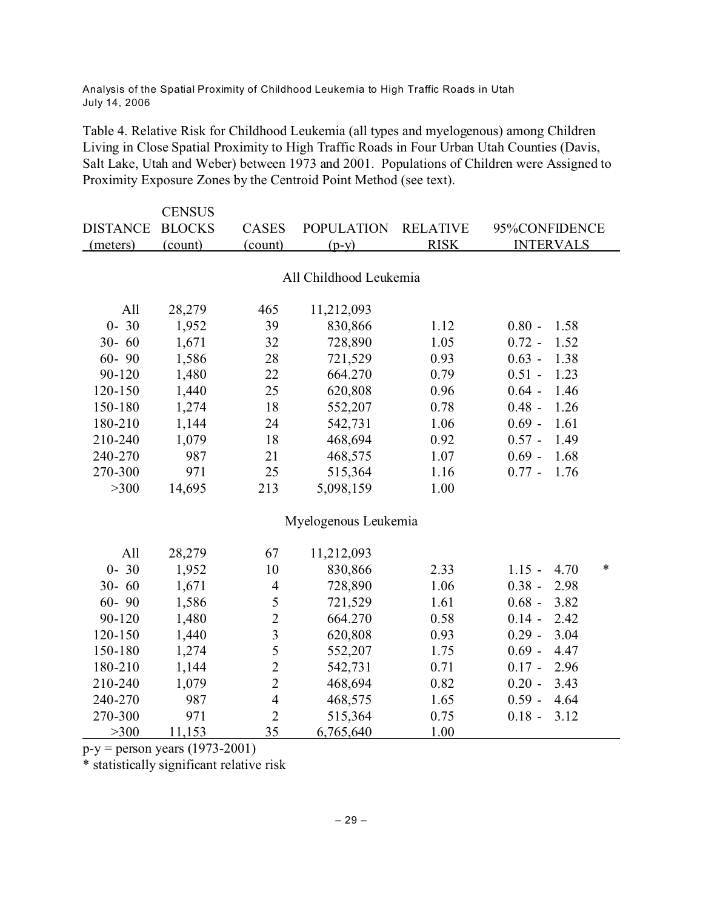Table 4. Relative Risk for Childhood Leukemia (all types and myelogenous) among Children Living in Close Spatial Proximity to High Traffic Roads in Four Urban Utah Counties (Davis, Salt Lake, Utah and Weber) between 1973 and 2001. Populations of Children were Assigned to Proximity Exposure Zones by the Centroid Point Method (see text).

| DISTANCE (meters) | CENSUS BLOCKS (count) | CASES (count) | POPULATION (p-y) | RELATIVE RISK | 95%CONFIDENCE INTERVALS | |
|---|---|---|---|---|---|---|
| | | | All Childhood Leukemia | | | |
| All | 28,279 | 465 | 11,212,093 | | | |
| 0- 30 | 1,952 | 39 | 830,866 | 1.12 | 0.80 - 1.58 | |
| 30- 60 | 1,671 | 32 | 728,890 | 1.05 | 0.72 - 1.52 | |
| 60- 90 | 1,586 | 28 | 721,529 | 0.93 | 0.63 - 1.38 | |
| 90-120 | 1,480 | 22 | 664.270 | 0.79 | 0.51 - 1.23 | |
| 120-150 | 1,440 | 25 | 620,808 | 0.96 | 0.64 - 1.46 | |
| 150-180 | 1,274 | 18 | 552,207 | 0.78 | 0.48 - 1.26 | |
| 180-210 | 1,144 | 24 | 542,731 | 1.06 | 0.69 - 1.61 | |
| 210-240 | 1,079 | 18 | 468,694 | 0.92 | 0.57 - 1.49 | |
| 240-270 | 987 | 21 | 468,575 | 1.07 | 0.69 - 1.68 | |
| 270-300 | 971 | 25 | 515,364 | 1.16 | 0.77 - 1.76 | |
| >300 | 14,695 | 213 | 5,098,159 | 1.00 | | |
| | | | Myelogenous Leukemia | | | |
| All | 28,279 | 67 | 11,212,093 | | | |
| 0- 30 | 1,952 | 10 | 830,866 | 2.33 | 1.15 - 4.70 | * |
| 30- 60 | 1,671 | 4 | 728,890 | 1.06 | 0.38 - 2.98 | |
| 60- 90 | 1,586 | 5 | 721,529 | 1.61 | 0.68 - 3.82 | |
| 90-120 | 1,480 | 2 | 664.270 | 0.58 | 0.14 - 2.42 | |
| 120-150 | 1,440 | 3 | 620,808 | 0.93 | 0.29 - 3.04 | |
| 150-180 | 1,274 | 5 | 552,207 | 1.75 | 0.69 - 4.47 | |
| 180-210 | 1,144 | 2 | 542,731 | 0.71 | 0.17 - 2.96 | |
| 210-240 | 1,079 | 2 | 468,694 | 0.82 | 0.20 - 3.43 | |
| 240-270 | 987 | 4 | 468,575 | 1.65 | 0.59 - 4.64 | |
| 270-300 | 971 | 2 | 515,364 | 0.75 | 0.18 - 3.12 | |
| >300 | 11,153 | 35 | 6,765,640 | 1.00 | | |

p-y = person years (1973-2001)

* statistically significant relative risk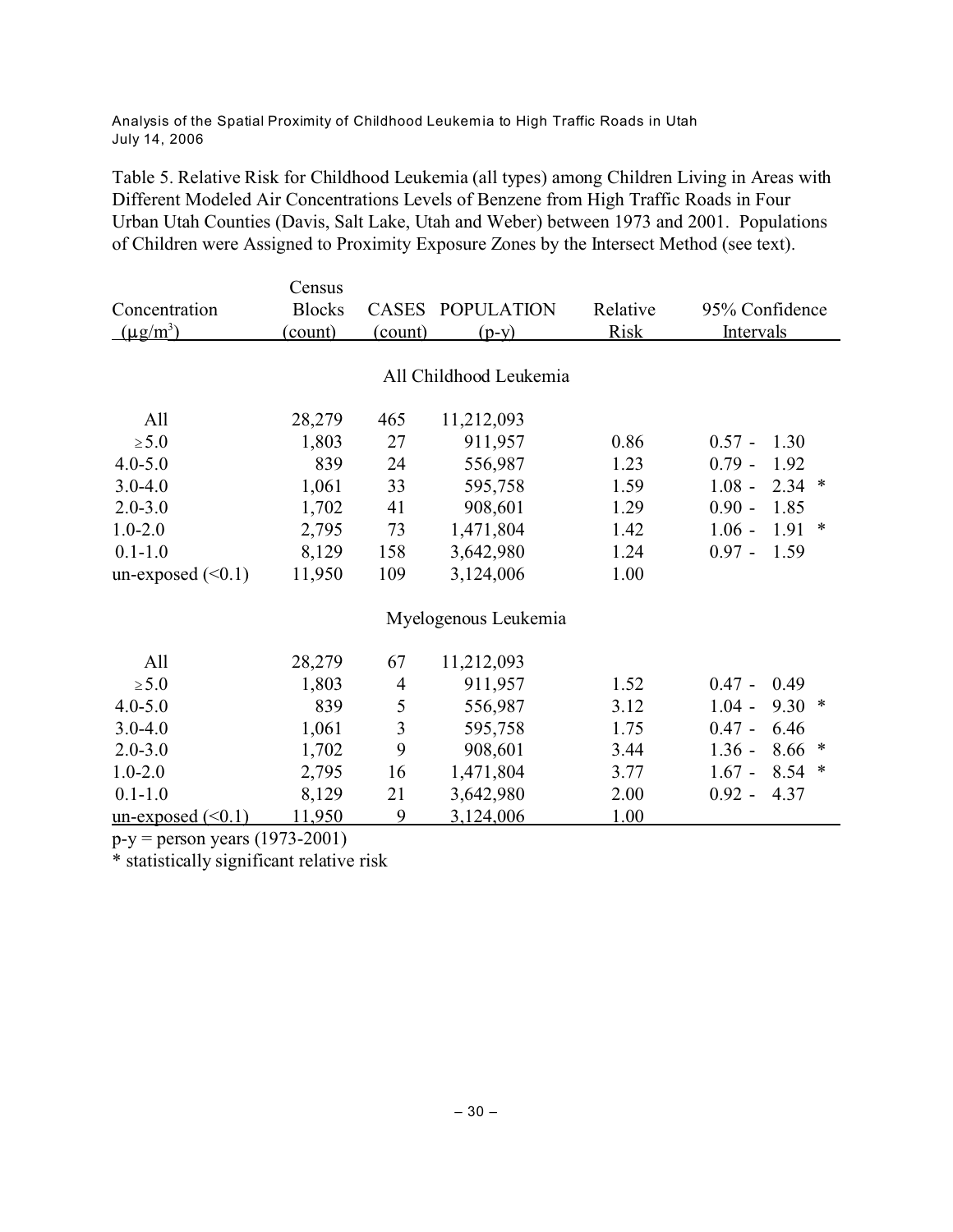Table 5. Relative Risk for Childhood Leukemia (all types) among Children Living in Areas with Different Modeled Air Concentrations Levels of Benzene from High Traffic Roads in Four Urban Utah Counties (Davis, Salt Lake, Utah and Weber) between 1973 and 2001. Populations of Children were Assigned to Proximity Exposure Zones by the Intersect Method (see text).

| Concentration ($\mu g/m^3$) | Census Blocks (count) | CASES (count) | POPULATION (p-y) | Relative Risk | 95% Confidence Intervals |
|---|---|---|---|---|---|
| | | | All Childhood Leukemia | | |
| All | 28,279 | 465 | 11,212,093 | | |
| ≥5.0 | 1,803 | 27 | 911,957 | 0.86 | 0.57 - 1.30 |
| 4.0-5.0 | 839 | 24 | 556,987 | 1.23 | 0.79 - 1.92 |
| 3.0-4.0 | 1,061 | 33 | 595,758 | 1.59 | 1.08 - 2.34 * |
| 2.0-3.0 | 1,702 | 41 | 908,601 | 1.29 | 0.90 - 1.85 |
| 1.0-2.0 | 2,795 | 73 | 1,471,804 | 1.42 | 1.06 - 1.91 * |
| 0.1-1.0 | 8,129 | 158 | 3,642,980 | 1.24 | 0.97 - 1.59 |
| un-exposed (<0.1) | 11,950 | 109 | 3,124,006 | 1.00 | |
| | | | Myelogenous Leukemia | | |
| All | 28,279 | 67 | 11,212,093 | | |
| ≥5.0 | 1,803 | 4 | 911,957 | 1.52 | 0.47 - 0.49 |
| 4.0-5.0 | 839 | 5 | 556,987 | 3.12 | 1.04 - 9.30 * |
| 3.0-4.0 | 1,061 | 3 | 595,758 | 1.75 | 0.47 - 6.46 |
| 2.0-3.0 | 1,702 | 9 | 908,601 | 3.44 | 1.36 - 8.66 * |
| 1.0-2.0 | 2,795 | 16 | 1,471,804 | 3.77 | 1.67 - 8.54 * |
| 0.1-1.0 | 8,129 | 21 | 3,642,980 | 2.00 | 0.92 - 4.37 |
| un-exposed (<0.1) | 11,950 | 9 | 3,124,006 | 1.00 | |

p-y = person years (1973-2001)

* statistically significant relative risk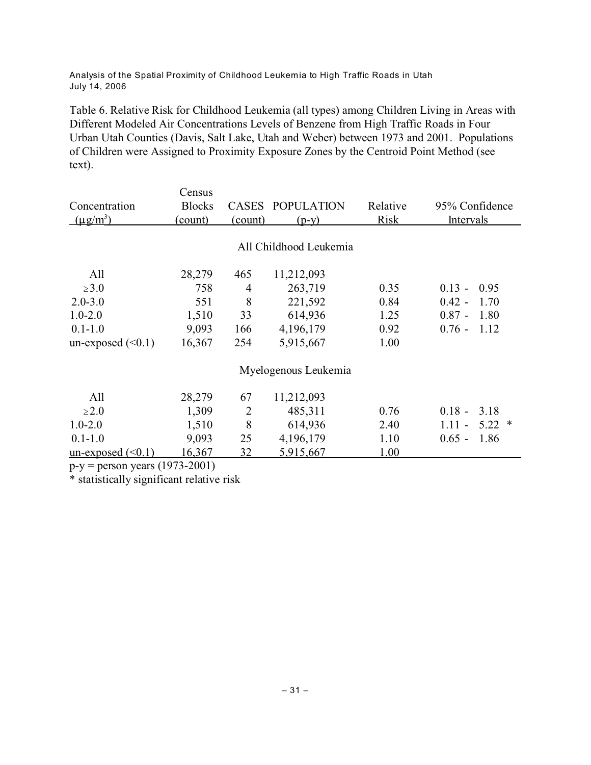Table 6. Relative Risk for Childhood Leukemia (all types) among Children Living in Areas with Different Modeled Air Concentrations Levels of Benzene from High Traffic Roads in Four Urban Utah Counties (Davis, Salt Lake, Utah and Weber) between 1973 and 2001. Populations of Children were Assigned to Proximity Exposure Zones by the Centroid Point Method (see text).

| Concentration ($\mu g/m^3$) | Census Blocks (count) | CASES (count) | POPULATION (p-y) | Relative Risk | 95% Confidence Intervals |
|---|---|---|---|---|---|
| | | | All Childhood Leukemia | | |
| All | 28,279 | 465 | 11,212,093 | | |
| ≥3.0 | 758 | 4 | 263,719 | 0.35 | 0.13 - 0.95 |
| 2.0-3.0 | 551 | 8 | 221,592 | 0.84 | 0.42 - 1.70 |
| 1.0-2.0 | 1,510 | 33 | 614,936 | 1.25 | 0.87 - 1.80 |
| 0.1-1.0 | 9,093 | 166 | 4,196,179 | 0.92 | 0.76 - 1.12 |
| un-exposed (<0.1) | 16,367 | 254 | 5,915,667 | 1.00 | |
| | | | Myelogenous Leukemia | | |
| All | 28,279 | 67 | 11,212,093 | | |
| ≥2.0 | 1,309 | 2 | 485,311 | 0.76 | 0.18 - 3.18 |
| 1.0-2.0 | 1,510 | 8 | 614,936 | 2.40 | 1.11 - 5.22 * |
| 0.1-1.0 | 9,093 | 25 | 4,196,179 | 1.10 | 0.65 - 1.86 |
| un-exposed (<0.1) | 16,367 | 32 | 5,915,667 | 1.00 | |

p-y = person years (1973-2001)

* statistically significant relative risk